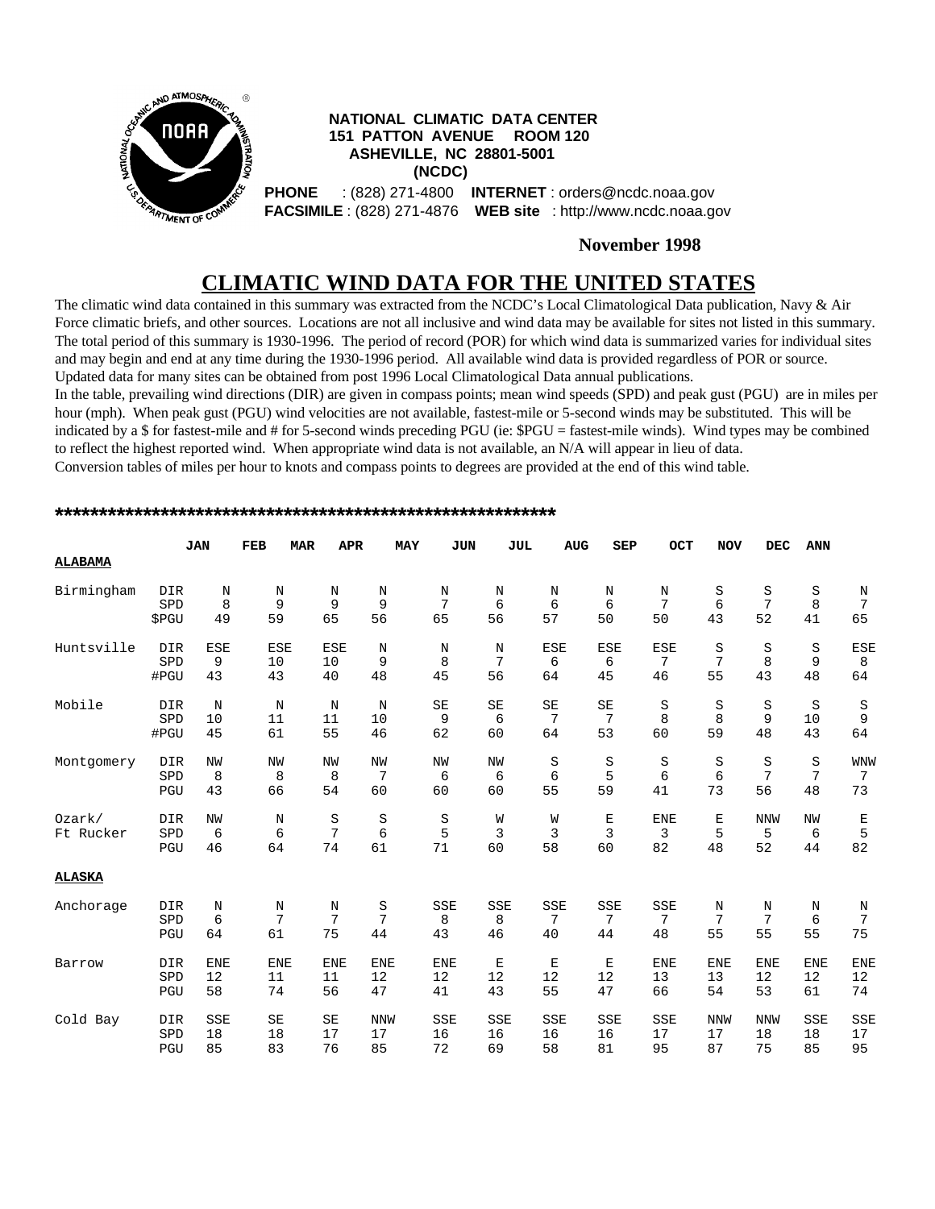**NATIONAL CLIMATIC DATA CENTER**
**151 PATTON AVENUE ROOM 120**
**ASHEVILLE, NC 28801-5001**
**(NCDC)**

**PHONE** : (828) 271-4800 **INTERNET** : orders@ncdc.noaa.gov
**FACSIMILE** : (828) 271-4876 **WEB site** : http://www.ncdc.noaa.gov

**November 1998**

# CLIMATIC WIND DATA FOR THE UNITED STATES

The climatic wind data contained in this summary was extracted from the NCDC's Local Climatological Data publication, Navy & Air Force climatic briefs, and other sources. Locations are not all inclusive and wind data may be available for sites not listed in this summary. The total period of this summary is 1930-1996. The period of record (POR) for which wind data is summarized varies for individual sites and may begin and end at any time during the 1930-1996 period. All available wind data is provided regardless of POR or source. Updated data for many sites can be obtained from post 1996 Local Climatological Data annual publications.

In the table, prevailing wind directions (DIR) are given in compass points; mean wind speeds (SPD) and peak gust (PGU) are in miles per hour (mph). When peak gust (PGU) wind velocities are not available, fastest-mile or 5-second winds may be substituted. This will be indicated by a $ for fastest-mile and # for 5-second winds preceding PGU (ie: $PGU = fastest-mile winds). Wind types may be combined to reflect the highest reported wind. When appropriate wind data is not available, an N/A will appear in lieu of data.

Conversion tables of miles per hour to knots and compass points to degrees are provided at the end of this wind table.

**********************************************************

| | | JAN | FEB | MAR | APR | MAY | JUN | JUL | AUG | SEP | OCT | NOV | DEC | ANN |
|---|---|---|---|---|---|---|---|---|---|---|---|---|---|---|
| **ALABAMA** | | | | | | | | | | | | | | |
| Birmingham | DIR | N | N | N | N | N | N | N | N | N | S | S | S | N |
| | SPD | 8 | 9 | 9 | 9 | 7 | 6 | 6 | 6 | 7 | 6 | 7 | 8 | 7 |
| | $PGU | 49 | 59 | 65 | 56 | 65 | 56 | 57 | 50 | 50 | 43 | 52 | 41 | 65 |
| Huntsville | DIR | ESE | ESE | ESE | N | N | N | ESE | ESE | ESE | S | S | S | ESE |
| | SPD | 9 | 10 | 10 | 9 | 8 | 7 | 6 | 6 | 7 | 7 | 8 | 9 | 8 |
| | #PGU | 43 | 43 | 40 | 48 | 45 | 56 | 64 | 45 | 46 | 55 | 43 | 48 | 64 |
| Mobile | DIR | N | N | N | N | SE | SE | SE | SE | S | S | S | S | S |
| | SPD | 10 | 11 | 11 | 10 | 9 | 6 | 7 | 7 | 8 | 8 | 9 | 10 | 9 |
| | #PGU | 45 | 61 | 55 | 46 | 62 | 60 | 64 | 53 | 60 | 59 | 48 | 43 | 64 |
| Montgomery | DIR | NW | NW | NW | NW | NW | NW | S | S | S | S | S | S | WNW |
| | SPD | 8 | 8 | 8 | 7 | 6 | 6 | 6 | 5 | 6 | 6 | 7 | 7 | 7 |
| | PGU | 43 | 66 | 54 | 60 | 60 | 60 | 55 | 59 | 41 | 73 | 56 | 48 | 73 |
| Ozark/ Ft Rucker | DIR | NW | N | S | S | S | W | W | E | ENE | E | NNW | NW | E |
| | SPD | 6 | 6 | 7 | 6 | 5 | 3 | 3 | 3 | 3 | 5 | 5 | 6 | 5 |
| | PGU | 46 | 64 | 74 | 61 | 71 | 60 | 58 | 60 | 82 | 48 | 52 | 44 | 82 |
| **ALASKA** | | | | | | | | | | | | | | |
| Anchorage | DIR | N | N | N | S | SSE | SSE | SSE | SSE | SSE | N | N | N | N |
| | SPD | 6 | 7 | 7 | 7 | 8 | 8 | 7 | 7 | 7 | 7 | 7 | 6 | 7 |
| | PGU | 64 | 61 | 75 | 44 | 43 | 46 | 40 | 44 | 48 | 55 | 55 | 55 | 75 |
| Barrow | DIR | ENE | ENE | ENE | ENE | ENE | E | E | E | ENE | ENE | ENE | ENE | ENE |
| | SPD | 12 | 11 | 11 | 12 | 12 | 12 | 12 | 12 | 13 | 13 | 12 | 12 | 12 |
| | PGU | 58 | 74 | 56 | 47 | 41 | 43 | 55 | 47 | 66 | 54 | 53 | 61 | 74 |
| Cold Bay | DIR | SSE | SE | SE | NNW | SSE | SSE | SSE | SSE | SSE | NNW | NNW | SSE | SSE |
| | SPD | 18 | 18 | 17 | 17 | 16 | 16 | 16 | 16 | 17 | 17 | 18 | 18 | 17 |
| | PGU | 85 | 83 | 76 | 85 | 72 | 69 | 58 | 81 | 95 | 87 | 75 | 85 | 95 |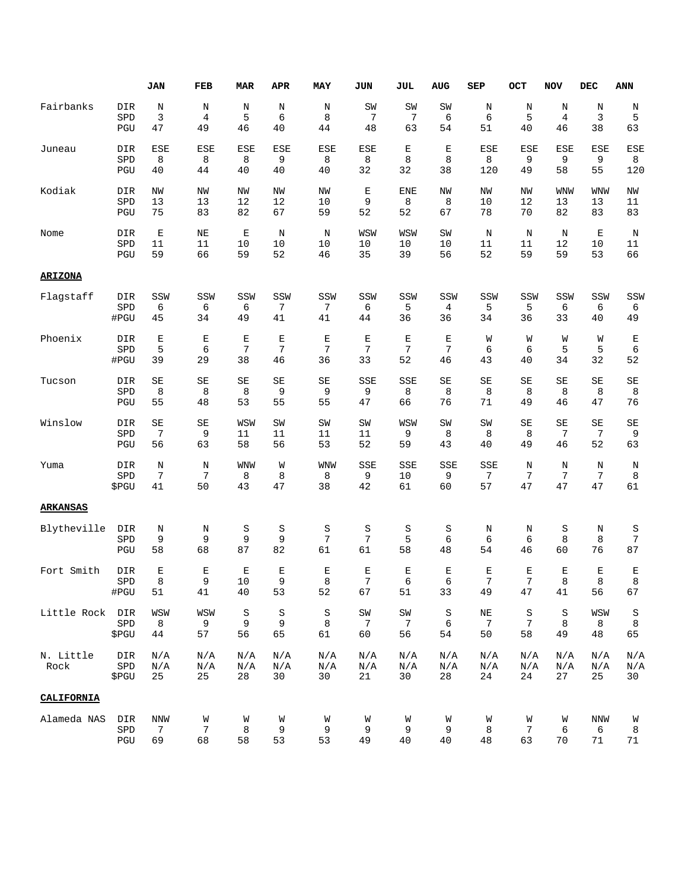| | | JAN | FEB | MAR | APR | MAY | JUN | JUL | AUG | SEP | OCT | NOV | DEC | ANN |
|---|---|---|---|---|---|---|---|---|---|---|---|---|---|---|
| Fairbanks | DIR | N | N | N | N | N | SW | SW | SW | N | N | N | N | N |
| | SPD | 3 | 4 | 5 | 6 | 8 | 7 | 7 | 6 | 6 | 5 | 4 | 3 | 5 |
| | PGU | 47 | 49 | 46 | 40 | 44 | 48 | 63 | 54 | 51 | 40 | 46 | 38 | 63 |
| Juneau | DIR | ESE | ESE | ESE | ESE | ESE | ESE | E | E | ESE | ESE | ESE | ESE | ESE |
| | SPD | 8 | 8 | 8 | 9 | 8 | 8 | 8 | 8 | 8 | 9 | 9 | 9 | 8 |
| | PGU | 40 | 44 | 40 | 40 | 40 | 32 | 32 | 38 | 120 | 49 | 58 | 55 | 120 |
| Kodiak | DIR | NW | NW | NW | NW | NW | E | ENE | NW | NW | NW | WNW | WNW | NW |
| | SPD | 13 | 13 | 12 | 12 | 10 | 9 | 8 | 8 | 10 | 12 | 13 | 13 | 11 |
| | PGU | 75 | 83 | 82 | 67 | 59 | 52 | 52 | 67 | 78 | 70 | 82 | 83 | 83 |
| Nome | DIR | E | NE | E | N | N | WSW | WSW | SW | N | N | N | E | N |
| | SPD | 11 | 11 | 10 | 10 | 10 | 10 | 10 | 10 | 11 | 11 | 12 | 10 | 11 |
| | PGU | 59 | 66 | 59 | 52 | 46 | 35 | 39 | 56 | 52 | 59 | 59 | 53 | 66 |
| **ARIZONA** | | | | | | | | | | | | | | |
| Flagstaff | DIR | SSW | SSW | SSW | SSW | SSW | SSW | SSW | SSW | SSW | SSW | SSW | SSW | SSW |
| | SPD | 6 | 6 | 6 | 7 | 7 | 6 | 5 | 4 | 5 | 5 | 6 | 6 | 6 |
| | #PGU | 45 | 34 | 49 | 41 | 41 | 44 | 36 | 36 | 34 | 36 | 33 | 40 | 49 |
| Phoenix | DIR | E | E | E | E | E | E | E | E | W | W | W | W | E |
| | SPD | 5 | 6 | 7 | 7 | 7 | 7 | 7 | 7 | 6 | 6 | 5 | 5 | 6 |
| | #PGU | 39 | 29 | 38 | 46 | 36 | 33 | 52 | 46 | 43 | 40 | 34 | 32 | 52 |
| Tucson | DIR | SE | SE | SE | SE | SE | SSE | SSE | SE | SE | SE | SE | SE | SE |
| | SPD | 8 | 8 | 8 | 9 | 9 | 9 | 8 | 8 | 8 | 8 | 8 | 8 | 8 |
| | PGU | 55 | 48 | 53 | 55 | 55 | 47 | 66 | 76 | 71 | 49 | 46 | 47 | 76 |
| Winslow | DIR | SE | SE | WSW | SW | SW | SW | WSW | SW | SW | SE | SE | SE | SE |
| | SPD | 7 | 9 | 11 | 11 | 11 | 11 | 9 | 8 | 8 | 8 | 7 | 7 | 9 |
| | PGU | 56 | 63 | 58 | 56 | 53 | 52 | 59 | 43 | 40 | 49 | 46 | 52 | 63 |
| Yuma | DIR | N | N | WNW | W | WNW | SSE | SSE | SSE | SSE | N | N | N | N |
| | SPD | 7 | 7 | 8 | 8 | 8 | 9 | 10 | 9 | 7 | 7 | 7 | 7 | 8 |
| | $PGU | 41 | 50 | 43 | 47 | 38 | 42 | 61 | 60 | 57 | 47 | 47 | 47 | 61 |
| **ARKANSAS** | | | | | | | | | | | | | | |
| Blytheville | DIR | N | N | S | S | S | S | S | S | N | N | S | N | S |
| | SPD | 9 | 9 | 9 | 9 | 7 | 7 | 5 | 6 | 6 | 6 | 8 | 8 | 7 |
| | PGU | 58 | 68 | 87 | 82 | 61 | 61 | 58 | 48 | 54 | 46 | 60 | 76 | 87 |
| Fort Smith | DIR | E | E | E | E | E | E | E | E | E | E | E | E | E |
| | SPD | 8 | 9 | 10 | 9 | 8 | 7 | 6 | 6 | 7 | 7 | 8 | 8 | 8 |
| | #PGU | 51 | 41 | 40 | 53 | 52 | 67 | 51 | 33 | 49 | 47 | 41 | 56 | 67 |
| Little Rock | DIR | WSW | WSW | S | S | S | SW | SW | S | NE | S | S | WSW | S |
| | SPD | 8 | 9 | 9 | 9 | 8 | 7 | 7 | 6 | 7 | 7 | 8 | 8 | 8 |
| | $PGU | 44 | 57 | 56 | 65 | 61 | 60 | 56 | 54 | 50 | 58 | 49 | 48 | 65 |
| N. Little Rock | DIR | N/A | N/A | N/A | N/A | N/A | N/A | N/A | N/A | N/A | N/A | N/A | N/A | N/A |
| | SPD | N/A | N/A | N/A | N/A | N/A | N/A | N/A | N/A | N/A | N/A | N/A | N/A | N/A |
| | $PGU | 25 | 25 | 28 | 30 | 30 | 21 | 30 | 28 | 24 | 24 | 27 | 25 | 30 |
| **CALIFORNIA** | | | | | | | | | | | | | | |
| Alameda NAS | DIR | NNW | W | W | W | W | W | W | W | W | W | W | NNW | W |
| | SPD | 7 | 7 | 8 | 9 | 9 | 9 | 9 | 9 | 8 | 7 | 6 | 6 | 8 |
| | PGU | 69 | 68 | 58 | 53 | 53 | 49 | 40 | 40 | 48 | 63 | 70 | 71 | 71 |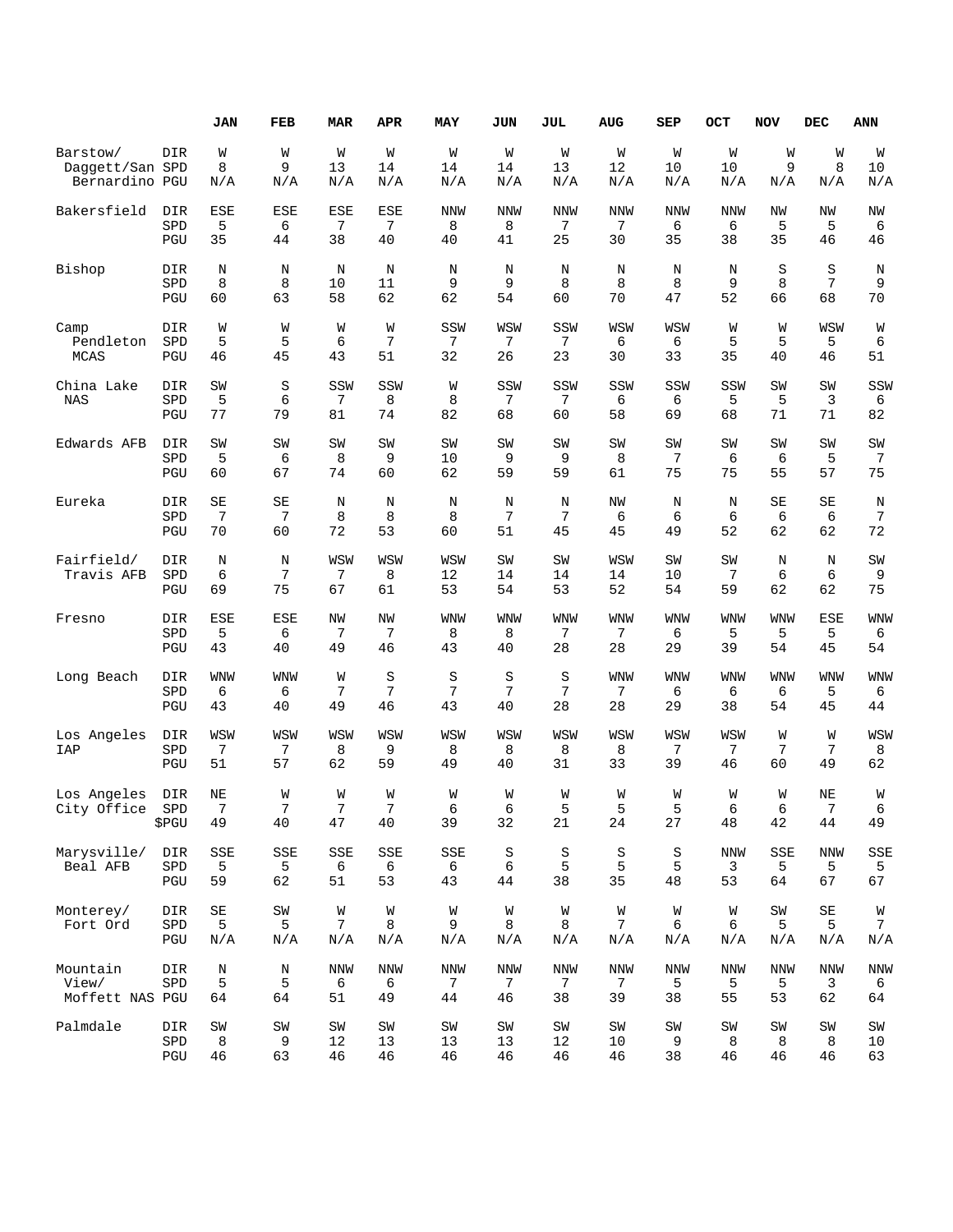| | | JAN | FEB | MAR | APR | MAY | JUN | JUL | AUG | SEP | OCT | NOV | DEC | ANN |
|---|---|---|---|---|---|---|---|---|---|---|---|---|---|---|
| Barstow/ Daggett/San Bernardino | DIR | W | W | W | W | W | W | W | W | W | W | W | W | W |
| | SPD | 8 | 9 | 13 | 14 | 14 | 14 | 13 | 12 | 10 | 10 | 9 | 8 | 10 |
| | PGU | N/A | N/A | N/A | N/A | N/A | N/A | N/A | N/A | N/A | N/A | N/A | N/A | N/A |
| Bakersfield | DIR | ESE | ESE | ESE | ESE | NNW | NNW | NNW | NNW | NNW | NNW | NW | NW | NW |
| | SPD | 5 | 6 | 7 | 7 | 8 | 8 | 7 | 7 | 6 | 6 | 5 | 5 | 6 |
| | PGU | 35 | 44 | 38 | 40 | 40 | 41 | 25 | 30 | 35 | 38 | 35 | 46 | 46 |
| Bishop | DIR | N | N | N | N | N | N | N | N | N | N | S | S | N |
| | SPD | 8 | 8 | 10 | 11 | 9 | 9 | 8 | 8 | 8 | 9 | 8 | 7 | 9 |
| | PGU | 60 | 63 | 58 | 62 | 62 | 54 | 60 | 70 | 47 | 52 | 66 | 68 | 70 |
| Camp Pendleton MCAS | DIR | W | W | W | W | SSW | WSW | SSW | WSW | WSW | W | W | WSW | W |
| | SPD | 5 | 5 | 6 | 7 | 7 | 7 | 7 | 6 | 6 | 5 | 5 | 5 | 6 |
| | PGU | 46 | 45 | 43 | 51 | 32 | 26 | 23 | 30 | 33 | 35 | 40 | 46 | 51 |
| China Lake NAS | DIR | SW | S | SSW | SSW | W | SSW | SSW | SSW | SSW | SSW | SW | SW | SSW |
| | SPD | 5 | 6 | 7 | 8 | 8 | 7 | 7 | 6 | 6 | 5 | 5 | 3 | 6 |
| | PGU | 77 | 79 | 81 | 74 | 82 | 68 | 60 | 58 | 69 | 68 | 71 | 71 | 82 |
| Edwards AFB | DIR | SW | SW | SW | SW | SW | SW | SW | SW | SW | SW | SW | SW | SW |
| | SPD | 5 | 6 | 8 | 9 | 10 | 9 | 9 | 8 | 7 | 6 | 6 | 5 | 7 |
| | PGU | 60 | 67 | 74 | 60 | 62 | 59 | 59 | 61 | 75 | 75 | 55 | 57 | 75 |
| Eureka | DIR | SE | SE | N | N | N | N | N | NW | N | N | SE | SE | N |
| | SPD | 7 | 7 | 8 | 8 | 8 | 7 | 7 | 6 | 6 | 6 | 6 | 6 | 7 |
| | PGU | 70 | 60 | 72 | 53 | 60 | 51 | 45 | 45 | 49 | 52 | 62 | 62 | 72 |
| Fairfield/ Travis AFB | DIR | N | N | WSW | WSW | WSW | SW | SW | WSW | SW | SW | N | N | SW |
| | SPD | 6 | 7 | 7 | 8 | 12 | 14 | 14 | 14 | 10 | 7 | 6 | 6 | 9 |
| | PGU | 69 | 75 | 67 | 61 | 53 | 54 | 53 | 52 | 54 | 59 | 62 | 62 | 75 |
| Fresno | DIR | ESE | ESE | NW | NW | WNW | WNW | WNW | WNW | WNW | WNW | WNW | ESE | WNW |
| | SPD | 5 | 6 | 7 | 7 | 8 | 8 | 7 | 7 | 6 | 5 | 5 | 5 | 6 |
| | PGU | 43 | 40 | 49 | 46 | 43 | 40 | 28 | 28 | 29 | 39 | 54 | 45 | 54 |
| Long Beach | DIR | WNW | WNW | W | S | S | S | S | WNW | WNW | WNW | WNW | WNW | WNW |
| | SPD | 6 | 6 | 7 | 7 | 7 | 7 | 7 | 7 | 6 | 6 | 6 | 5 | 6 |
| | PGU | 43 | 40 | 49 | 46 | 43 | 40 | 28 | 28 | 29 | 38 | 54 | 45 | 44 |
| Los Angeles IAP | DIR | WSW | WSW | WSW | WSW | WSW | WSW | WSW | WSW | WSW | WSW | W | W | WSW |
| | SPD | 7 | 7 | 8 | 9 | 8 | 8 | 8 | 8 | 7 | 7 | 7 | 7 | 8 |
| | PGU | 51 | 57 | 62 | 59 | 49 | 40 | 31 | 33 | 39 | 46 | 60 | 49 | 62 |
| Los Angeles City Office | DIR | NE | W | W | W | W | W | W | W | W | W | W | NE | W |
| | SPD | 7 | 7 | 7 | 7 | 6 | 6 | 5 | 5 | 5 | 6 | 6 | 7 | 6 |
| | $PGU | 49 | 40 | 47 | 40 | 39 | 32 | 21 | 24 | 27 | 48 | 42 | 44 | 49 |
| Marysville/ Beal AFB | DIR | SSE | SSE | SSE | SSE | SSE | S | S | S | S | NNW | SSE | NNW | SSE |
| | SPD | 5 | 5 | 6 | 6 | 6 | 6 | 5 | 5 | 5 | 3 | 5 | 5 | 5 |
| | PGU | 59 | 62 | 51 | 53 | 43 | 44 | 38 | 35 | 48 | 53 | 64 | 67 | 67 |
| Monterey/ Fort Ord | DIR | SE | SW | W | W | W | W | W | W | W | W | SW | SE | W |
| | SPD | 5 | 5 | 7 | 8 | 9 | 8 | 8 | 7 | 6 | 6 | 5 | 5 | 7 |
| | PGU | N/A | N/A | N/A | N/A | N/A | N/A | N/A | N/A | N/A | N/A | N/A | N/A | N/A |
| Mountain View/ Moffett NAS | DIR | N | N | NNW | NNW | NNW | NNW | NNW | NNW | NNW | NNW | NNW | NNW | NNW |
| | SPD | 5 | 5 | 6 | 6 | 7 | 7 | 7 | 7 | 5 | 5 | 5 | 3 | 6 |
| | PGU | 64 | 64 | 51 | 49 | 44 | 46 | 38 | 39 | 38 | 55 | 53 | 62 | 64 |
| Palmdale | DIR | SW | SW | SW | SW | SW | SW | SW | SW | SW | SW | SW | SW | SW |
| | SPD | 8 | 9 | 12 | 13 | 13 | 13 | 12 | 10 | 9 | 8 | 8 | 8 | 10 |
| | PGU | 46 | 63 | 46 | 46 | 46 | 46 | 46 | 46 | 38 | 46 | 46 | 46 | 63 |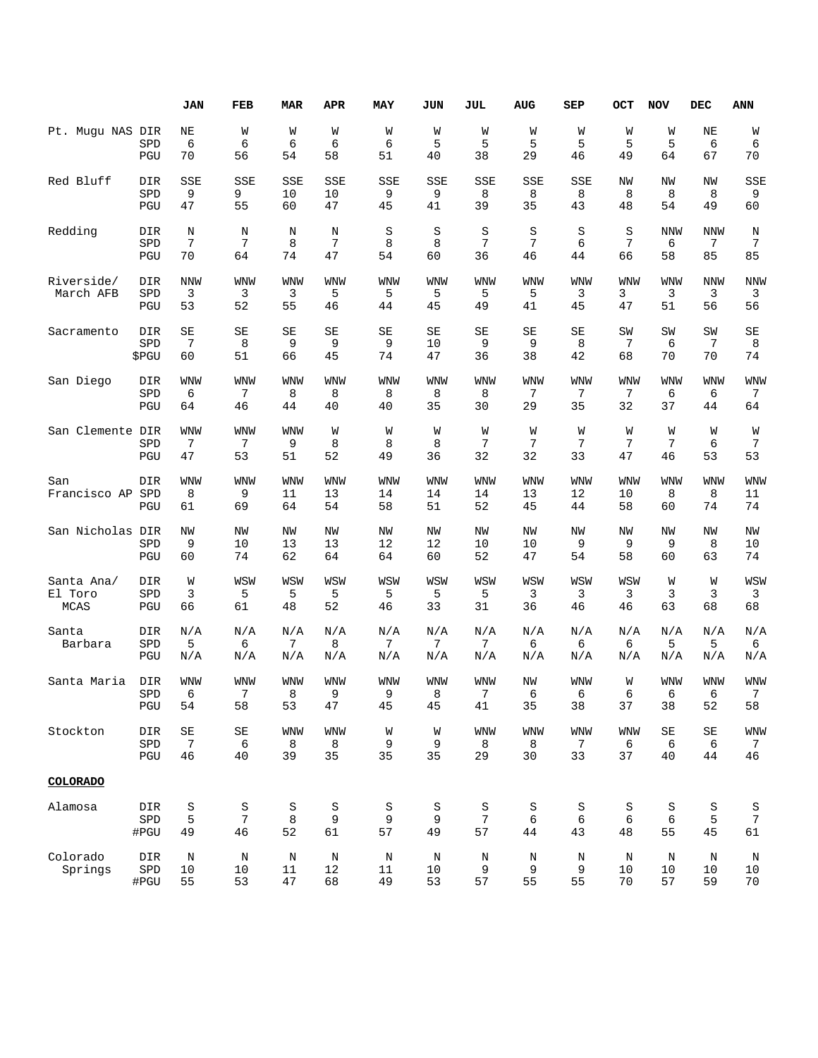| | | JAN | FEB | MAR | APR | MAY | JUN | JUL | AUG | SEP | OCT | NOV | DEC | ANN |
|---|---|---|---|---|---|---|---|---|---|---|---|---|---|---|
| Pt. Mugu NAS | DIR | NE | W | W | W | W | W | W | W | W | W | W | NE | W |
| | SPD | 6 | 6 | 6 | 6 | 6 | 5 | 5 | 5 | 5 | 5 | 5 | 6 | 6 |
| | PGU | 70 | 56 | 54 | 58 | 51 | 40 | 38 | 29 | 46 | 49 | 64 | 67 | 70 |
| Red Bluff | DIR | SSE | SSE | SSE | SSE | SSE | SSE | SSE | SSE | SSE | NW | NW | NW | SSE |
| | SPD | 9 | 9 | 10 | 10 | 9 | 9 | 8 | 8 | 8 | 8 | 8 | 8 | 9 |
| | PGU | 47 | 55 | 60 | 47 | 45 | 41 | 39 | 35 | 43 | 48 | 54 | 49 | 60 |
| Redding | DIR | N | N | N | N | S | S | S | S | S | S | NNW | NNW | N |
| | SPD | 7 | 7 | 8 | 7 | 8 | 8 | 7 | 7 | 6 | 7 | 6 | 7 | 7 |
| | PGU | 70 | 64 | 74 | 47 | 54 | 60 | 36 | 46 | 44 | 66 | 58 | 85 | 85 |
| Riverside/ March AFB | DIR | NNW | WNW | WNW | WNW | WNW | WNW | WNW | WNW | WNW | WNW | WNW | NNW | NNW |
| | SPD | 3 | 3 | 3 | 5 | 5 | 5 | 5 | 5 | 3 | 3 | 3 | 3 | 3 |
| | PGU | 53 | 52 | 55 | 46 | 44 | 45 | 49 | 41 | 45 | 47 | 51 | 56 | 56 |
| Sacramento | DIR | SE | SE | SE | SE | SE | SE | SE | SE | SE | SW | SW | SW | SE |
| | SPD | 7 | 8 | 9 | 9 | 9 | 10 | 9 | 9 | 8 | 7 | 6 | 7 | 8 |
| | $PGU | 60 | 51 | 66 | 45 | 74 | 47 | 36 | 38 | 42 | 68 | 70 | 70 | 74 |
| San Diego | DIR | WNW | WNW | WNW | WNW | WNW | WNW | WNW | WNW | WNW | WNW | WNW | WNW | WNW |
| | SPD | 6 | 7 | 8 | 8 | 8 | 8 | 8 | 7 | 7 | 7 | 6 | 6 | 7 |
| | PGU | 64 | 46 | 44 | 40 | 40 | 35 | 30 | 29 | 35 | 32 | 37 | 44 | 64 |
| San Clemente | DIR | WNW | WNW | WNW | W | W | W | W | W | W | W | W | W | W |
| | SPD | 7 | 7 | 9 | 8 | 8 | 8 | 7 | 7 | 7 | 7 | 7 | 6 | 7 |
| | PGU | 47 | 53 | 51 | 52 | 49 | 36 | 32 | 32 | 33 | 47 | 46 | 53 | 53 |
| San Francisco AP | DIR | WNW | WNW | WNW | WNW | WNW | WNW | WNW | WNW | WNW | WNW | WNW | WNW | WNW |
| | SPD | 8 | 9 | 11 | 13 | 14 | 14 | 14 | 13 | 12 | 10 | 8 | 8 | 11 |
| | PGU | 61 | 69 | 64 | 54 | 58 | 51 | 52 | 45 | 44 | 58 | 60 | 74 | 74 |
| San Nicholas | DIR | NW | NW | NW | NW | NW | NW | NW | NW | NW | NW | NW | NW | NW |
| | SPD | 9 | 10 | 13 | 13 | 12 | 12 | 10 | 10 | 9 | 9 | 9 | 8 | 10 |
| | PGU | 60 | 74 | 62 | 64 | 64 | 60 | 52 | 47 | 54 | 58 | 60 | 63 | 74 |
| Santa Ana/ El Toro MCAS | DIR | W | WSW | WSW | WSW | WSW | WSW | WSW | WSW | WSW | WSW | W | W | WSW |
| | SPD | 3 | 5 | 5 | 5 | 5 | 5 | 5 | 3 | 3 | 3 | 3 | 3 | 3 |
| | PGU | 66 | 61 | 48 | 52 | 46 | 33 | 31 | 36 | 46 | 46 | 63 | 68 | 68 |
| Santa Barbara | DIR | N/A | N/A | N/A | N/A | N/A | N/A | N/A | N/A | N/A | N/A | N/A | N/A | N/A |
| | SPD | 5 | 6 | 7 | 8 | 7 | 7 | 7 | 6 | 6 | 6 | 5 | 5 | 6 |
| | PGU | N/A | N/A | N/A | N/A | N/A | N/A | N/A | N/A | N/A | N/A | N/A | N/A | N/A |
| Santa Maria | DIR | WNW | WNW | WNW | WNW | WNW | WNW | WNW | NW | WNW | W | WNW | WNW | WNW |
| | SPD | 6 | 7 | 8 | 9 | 9 | 8 | 7 | 6 | 6 | 6 | 6 | 6 | 7 |
| | PGU | 54 | 58 | 53 | 47 | 45 | 45 | 41 | 35 | 38 | 37 | 38 | 52 | 58 |
| Stockton | DIR | SE | SE | WNW | WNW | W | W | WNW | WNW | WNW | WNW | SE | SE | WNW |
| | SPD | 7 | 6 | 8 | 8 | 9 | 9 | 8 | 8 | 7 | 6 | 6 | 6 | 7 |
| | PGU | 46 | 40 | 39 | 35 | 35 | 35 | 29 | 30 | 33 | 37 | 40 | 44 | 46 |
| **COLORADO** | | | | | | | | | | | | | | |
| Alamosa | DIR | S | S | S | S | S | S | S | S | S | S | S | S | S |
| | SPD | 5 | 7 | 8 | 9 | 9 | 9 | 7 | 6 | 6 | 6 | 6 | 5 | 7 |
| | #PGU | 49 | 46 | 52 | 61 | 57 | 49 | 57 | 44 | 43 | 48 | 55 | 45 | 61 |
| Colorado Springs | DIR | N | N | N | N | N | N | N | N | N | N | N | N | N |
| | SPD | 10 | 10 | 11 | 12 | 11 | 10 | 9 | 9 | 9 | 10 | 10 | 10 | 10 |
| | #PGU | 55 | 53 | 47 | 68 | 49 | 53 | 57 | 55 | 55 | 70 | 57 | 59 | 70 |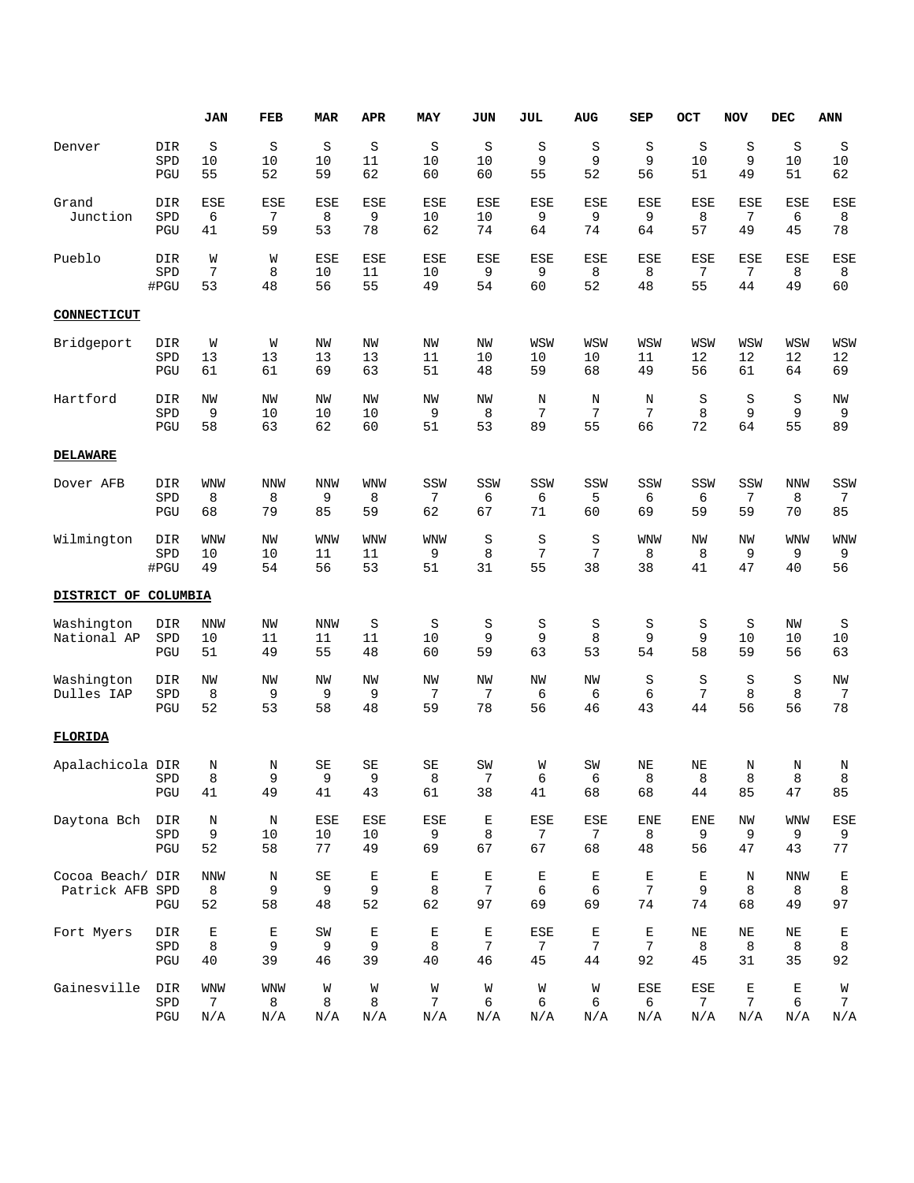| | | JAN | FEB | MAR | APR | MAY | JUN | JUL | AUG | SEP | OCT | NOV | DEC | ANN |
|---|---|---|---|---|---|---|---|---|---|---|---|---|---|---|
| Denver | DIR | S | S | S | S | S | S | S | S | S | S | S | S | S |
| | SPD | 10 | 10 | 10 | 11 | 10 | 10 | 9 | 9 | 9 | 10 | 9 | 10 | 10 |
| | PGU | 55 | 52 | 59 | 62 | 60 | 60 | 55 | 52 | 56 | 51 | 49 | 51 | 62 |
| Grand Junction | DIR | ESE | ESE | ESE | ESE | ESE | ESE | ESE | ESE | ESE | ESE | ESE | ESE | ESE |
| | SPD | 6 | 7 | 8 | 9 | 10 | 10 | 9 | 9 | 9 | 8 | 7 | 6 | 8 |
| | PGU | 41 | 59 | 53 | 78 | 62 | 74 | 64 | 74 | 64 | 57 | 49 | 45 | 78 |
| Pueblo | DIR | W | W | ESE | ESE | ESE | ESE | ESE | ESE | ESE | ESE | ESE | ESE | ESE |
| | SPD | 7 | 8 | 10 | 11 | 10 | 9 | 9 | 8 | 8 | 7 | 7 | 8 | 8 |
| | #PGU | 53 | 48 | 56 | 55 | 49 | 54 | 60 | 52 | 48 | 55 | 44 | 49 | 60 |
| **CONNECTICUT** | | | | | | | | | | | | | | |
| Bridgeport | DIR | W | W | NW | NW | NW | NW | WSW | WSW | WSW | WSW | WSW | WSW | WSW |
| | SPD | 13 | 13 | 13 | 13 | 11 | 10 | 10 | 10 | 11 | 12 | 12 | 12 | 12 |
| | PGU | 61 | 61 | 69 | 63 | 51 | 48 | 59 | 68 | 49 | 56 | 61 | 64 | 69 |
| Hartford | DIR | NW | NW | NW | NW | NW | NW | N | N | N | S | S | S | NW |
| | SPD | 9 | 10 | 10 | 10 | 9 | 8 | 7 | 7 | 7 | 8 | 9 | 9 | 9 |
| | PGU | 58 | 63 | 62 | 60 | 51 | 53 | 89 | 55 | 66 | 72 | 64 | 55 | 89 |
| **DELAWARE** | | | | | | | | | | | | | | |
| Dover AFB | DIR | WNW | NNW | NNW | WNW | SSW | SSW | SSW | SSW | SSW | SSW | SSW | NNW | SSW |
| | SPD | 8 | 8 | 9 | 8 | 7 | 6 | 6 | 5 | 6 | 6 | 7 | 8 | 7 |
| | PGU | 68 | 79 | 85 | 59 | 62 | 67 | 71 | 60 | 69 | 59 | 59 | 70 | 85 |
| Wilmington | DIR | WNW | NW | WNW | WNW | WNW | S | S | S | WNW | NW | NW | WNW | WNW |
| | SPD | 10 | 10 | 11 | 11 | 9 | 8 | 7 | 7 | 8 | 8 | 9 | 9 | 9 |
| | #PGU | 49 | 54 | 56 | 53 | 51 | 31 | 55 | 38 | 38 | 41 | 47 | 40 | 56 |
| **DISTRICT OF COLUMBIA** | | | | | | | | | | | | | | |
| Washington National AP | DIR | NNW | NW | NNW | S | S | S | S | S | S | S | S | NW | S |
| | SPD | 10 | 11 | 11 | 11 | 10 | 9 | 9 | 8 | 9 | 9 | 10 | 10 | 10 |
| | PGU | 51 | 49 | 55 | 48 | 60 | 59 | 63 | 53 | 54 | 58 | 59 | 56 | 63 |
| Washington Dulles IAP | DIR | NW | NW | NW | NW | NW | NW | NW | NW | S | S | S | S | NW |
| | SPD | 8 | 9 | 9 | 9 | 7 | 7 | 6 | 6 | 6 | 7 | 8 | 8 | 7 |
| | PGU | 52 | 53 | 58 | 48 | 59 | 78 | 56 | 46 | 43 | 44 | 56 | 56 | 78 |
| **FLORIDA** | | | | | | | | | | | | | | |
| Apalachicola | DIR | N | N | SE | SE | SE | SW | W | SW | NE | NE | N | N | N |
| | SPD | 8 | 9 | 9 | 9 | 8 | 7 | 6 | 6 | 8 | 8 | 8 | 8 | 8 |
| | PGU | 41 | 49 | 41 | 43 | 61 | 38 | 41 | 68 | 68 | 44 | 85 | 47 | 85 |
| Daytona Bch | DIR | N | N | ESE | ESE | ESE | E | ESE | ESE | ENE | ENE | NW | WNW | ESE |
| | SPD | 9 | 10 | 10 | 10 | 9 | 8 | 7 | 7 | 8 | 9 | 9 | 9 | 9 |
| | PGU | 52 | 58 | 77 | 49 | 69 | 67 | 67 | 68 | 48 | 56 | 47 | 43 | 77 |
| Cocoa Beach/ Patrick AFB | DIR | NNW | N | SE | E | E | E | E | E | E | E | N | NNW | E |
| | SPD | 8 | 9 | 9 | 9 | 8 | 7 | 6 | 6 | 7 | 9 | 8 | 8 | 8 |
| | PGU | 52 | 58 | 48 | 52 | 62 | 97 | 69 | 69 | 74 | 74 | 68 | 49 | 97 |
| Fort Myers | DIR | E | E | SW | E | E | E | ESE | E | E | NE | NE | NE | E |
| | SPD | 8 | 9 | 9 | 9 | 8 | 7 | 7 | 7 | 7 | 8 | 8 | 8 | 8 |
| | PGU | 40 | 39 | 46 | 39 | 40 | 46 | 45 | 44 | 92 | 45 | 31 | 35 | 92 |
| Gainesville | DIR | WNW | WNW | W | W | W | W | W | W | ESE | ESE | E | E | W |
| | SPD | 7 | 8 | 8 | 8 | 7 | 6 | 6 | 6 | 6 | 7 | 7 | 6 | 7 |
| | PGU | N/A | N/A | N/A | N/A | N/A | N/A | N/A | N/A | N/A | N/A | N/A | N/A | N/A |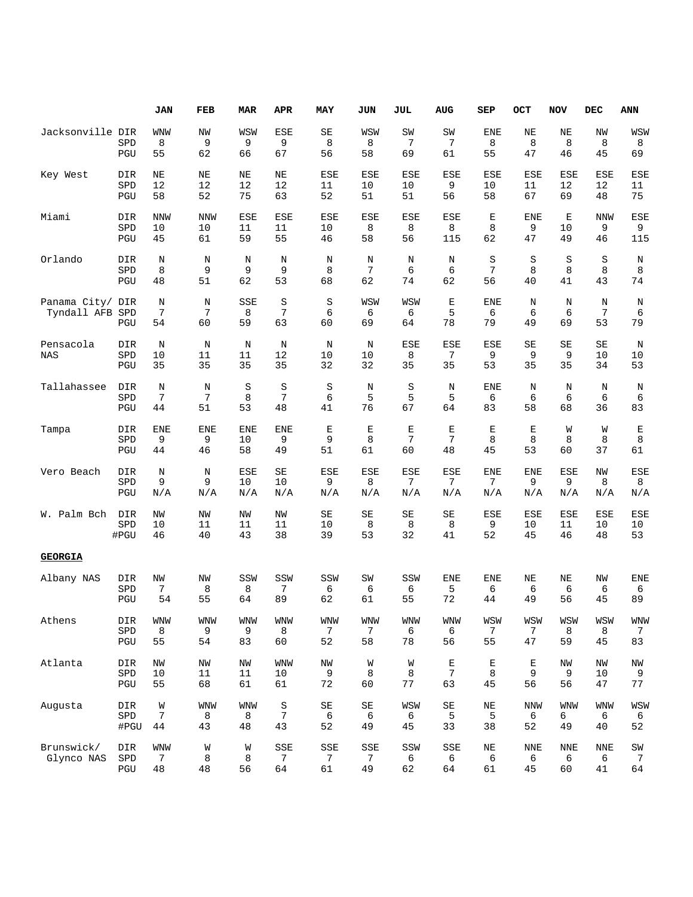| | | JAN | FEB | MAR | APR | MAY | JUN | JUL | AUG | SEP | OCT | NOV | DEC | ANN |
|---|---|---|---|---|---|---|---|---|---|---|---|---|---|---|
| Jacksonville | DIR | WNW | NW | WSW | ESE | SE | WSW | SW | SW | ENE | NE | NE | NW | WSW |
| | SPD | 8 | 9 | 9 | 9 | 8 | 8 | 7 | 7 | 8 | 8 | 8 | 8 | 8 |
| | PGU | 55 | 62 | 66 | 67 | 56 | 58 | 69 | 61 | 55 | 47 | 46 | 45 | 69 |
| Key West | DIR | NE | NE | NE | NE | ESE | ESE | ESE | ESE | ESE | ESE | ESE | ESE | ESE |
| | SPD | 12 | 12 | 12 | 12 | 11 | 10 | 10 | 9 | 10 | 11 | 12 | 12 | 11 |
| | PGU | 58 | 52 | 75 | 63 | 52 | 51 | 51 | 56 | 58 | 67 | 69 | 48 | 75 |
| Miami | DIR | NNW | NNW | ESE | ESE | ESE | ESE | ESE | ESE | E | ENE | E | NNW | ESE |
| | SPD | 10 | 10 | 11 | 11 | 10 | 8 | 8 | 8 | 8 | 9 | 10 | 9 | 9 |
| | PGU | 45 | 61 | 59 | 55 | 46 | 58 | 56 | 115 | 62 | 47 | 49 | 46 | 115 |
| Orlando | DIR | N | N | N | N | N | N | N | N | S | S | S | S | N |
| | SPD | 8 | 9 | 9 | 9 | 8 | 7 | 6 | 6 | 7 | 8 | 8 | 8 | 8 |
| | PGU | 48 | 51 | 62 | 53 | 68 | 62 | 74 | 62 | 56 | 40 | 41 | 43 | 74 |
| Panama City/ Tyndall AFB | DIR | N | N | SSE | S | S | WSW | WSW | E | ENE | N | N | N | N |
| | SPD | 7 | 7 | 8 | 7 | 6 | 6 | 6 | 5 | 6 | 6 | 6 | 7 | 6 |
| | PGU | 54 | 60 | 59 | 63 | 60 | 69 | 64 | 78 | 79 | 49 | 69 | 53 | 79 |
| Pensacola NAS | DIR | N | N | N | N | N | N | ESE | ESE | ESE | SE | SE | SE | N |
| | SPD | 10 | 11 | 11 | 12 | 10 | 10 | 8 | 7 | 9 | 9 | 9 | 10 | 10 |
| | PGU | 35 | 35 | 35 | 35 | 32 | 32 | 35 | 35 | 53 | 35 | 35 | 34 | 53 |
| Tallahassee | DIR | N | N | S | S | S | N | S | N | ENE | N | N | N | N |
| | SPD | 7 | 7 | 8 | 7 | 6 | 5 | 5 | 5 | 6 | 6 | 6 | 6 | 6 |
| | PGU | 44 | 51 | 53 | 48 | 41 | 76 | 67 | 64 | 83 | 58 | 68 | 36 | 83 |
| Tampa | DIR | ENE | ENE | ENE | ENE | E | E | E | E | E | E | W | W | E |
| | SPD | 9 | 9 | 10 | 9 | 9 | 8 | 7 | 7 | 8 | 8 | 8 | 8 | 8 |
| | PGU | 44 | 46 | 58 | 49 | 51 | 61 | 60 | 48 | 45 | 53 | 60 | 37 | 61 |
| Vero Beach | DIR | N | N | ESE | SE | ESE | ESE | ESE | ESE | ENE | ENE | ESE | NW | ESE |
| | SPD | 9 | 9 | 10 | 10 | 9 | 8 | 7 | 7 | 7 | 9 | 9 | 8 | 8 |
| | PGU | N/A | N/A | N/A | N/A | N/A | N/A | N/A | N/A | N/A | N/A | N/A | N/A | N/A |
| W. Palm Bch | DIR | NW | NW | NW | NW | SE | SE | SE | SE | ESE | ESE | ESE | ESE | ESE |
| | SPD | 10 | 11 | 11 | 11 | 10 | 8 | 8 | 8 | 9 | 10 | 11 | 10 | 10 |
| | #PGU | 46 | 40 | 43 | 38 | 39 | 53 | 32 | 41 | 52 | 45 | 46 | 48 | 53 |
| **GEORGIA** | | | | | | | | | | | | | | |
| Albany NAS | DIR | NW | NW | SSW | SSW | SSW | SW | SSW | ENE | ENE | NE | NE | NW | ENE |
| | SPD | 7 | 8 | 8 | 7 | 6 | 6 | 6 | 5 | 6 | 6 | 6 | 6 | 6 |
| | PGU | 54 | 55 | 64 | 89 | 62 | 61 | 55 | 72 | 44 | 49 | 56 | 45 | 89 |
| Athens | DIR | WNW | WNW | WNW | WNW | WNW | WNW | WNW | WNW | WSW | WSW | WSW | WSW | WNW |
| | SPD | 8 | 9 | 9 | 8 | 7 | 7 | 6 | 6 | 7 | 7 | 8 | 8 | 7 |
| | PGU | 55 | 54 | 83 | 60 | 52 | 58 | 78 | 56 | 55 | 47 | 59 | 45 | 83 |
| Atlanta | DIR | NW | NW | NW | WNW | NW | W | W | E | E | E | NW | NW | NW |
| | SPD | 10 | 11 | 11 | 10 | 9 | 8 | 8 | 7 | 8 | 9 | 9 | 10 | 9 |
| | PGU | 55 | 68 | 61 | 61 | 72 | 60 | 77 | 63 | 45 | 56 | 56 | 47 | 77 |
| Augusta | DIR | W | WNW | WNW | S | SE | SE | WSW | SE | NE | NNW | WNW | WNW | WSW |
| | SPD | 7 | 8 | 8 | 7 | 6 | 6 | 6 | 5 | 5 | 6 | 6 | 6 | 6 |
| | #PGU | 44 | 43 | 48 | 43 | 52 | 49 | 45 | 33 | 38 | 52 | 49 | 40 | 52 |
| Brunswick/ Glynco NAS | DIR | WNW | W | W | SSE | SSE | SSE | SSW | SSE | NE | NNE | NNE | NNE | SW |
| | SPD | 7 | 8 | 8 | 7 | 7 | 7 | 6 | 6 | 6 | 6 | 6 | 6 | 7 |
| | PGU | 48 | 48 | 56 | 64 | 61 | 49 | 62 | 64 | 61 | 45 | 60 | 41 | 64 |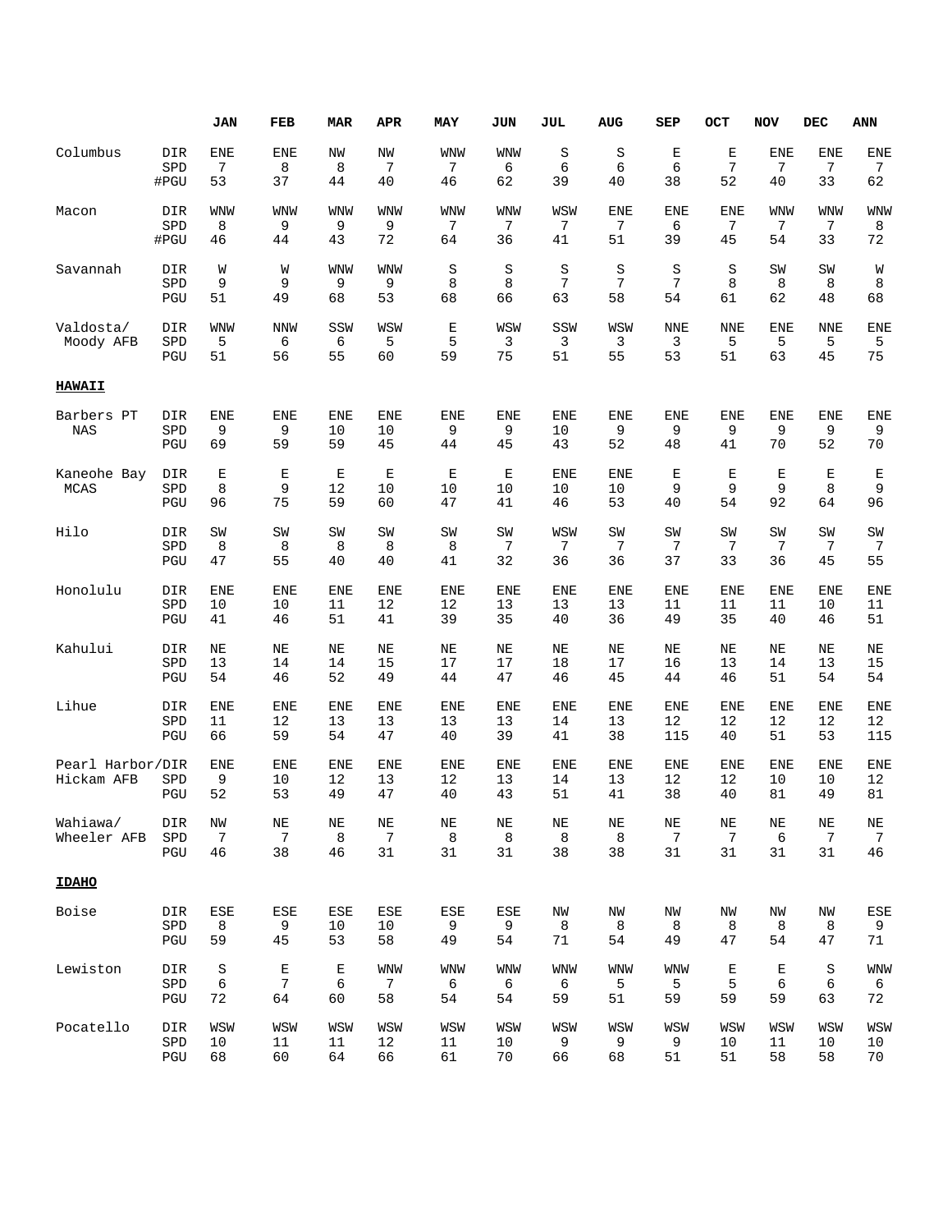| | | JAN | FEB | MAR | APR | MAY | JUN | JUL | AUG | SEP | OCT | NOV | DEC | ANN |
|---|---|---|---|---|---|---|---|---|---|---|---|---|---|---|
| Columbus | DIR | ENE | ENE | NW | NW | WNW | WNW | S | S | E | E | ENE | ENE | ENE |
| | SPD | 7 | 8 | 8 | 7 | 7 | 6 | 6 | 6 | 6 | 7 | 7 | 7 | 7 |
| | #PGU | 53 | 37 | 44 | 40 | 46 | 62 | 39 | 40 | 38 | 52 | 40 | 33 | 62 |
| Macon | DIR | WNW | WNW | WNW | WNW | WNW | WNW | WSW | ENE | ENE | ENE | WNW | WNW | WNW |
| | SPD | 8 | 9 | 9 | 9 | 7 | 7 | 7 | 7 | 6 | 7 | 7 | 7 | 8 |
| | #PGU | 46 | 44 | 43 | 72 | 64 | 36 | 41 | 51 | 39 | 45 | 54 | 33 | 72 |
| Savannah | DIR | W | W | WNW | WNW | S | S | S | S | S | S | SW | SW | W |
| | SPD | 9 | 9 | 9 | 9 | 8 | 8 | 7 | 7 | 7 | 8 | 8 | 8 | 8 |
| | PGU | 51 | 49 | 68 | 53 | 68 | 66 | 63 | 58 | 54 | 61 | 62 | 48 | 68 |
| Valdosta/ Moody AFB | DIR | WNW | NNW | SSW | WSW | E | WSW | SSW | WSW | NNE | NNE | ENE | NNE | ENE |
| | SPD | 5 | 6 | 6 | 5 | 5 | 3 | 3 | 3 | 3 | 5 | 5 | 5 | 5 |
| | PGU | 51 | 56 | 55 | 60 | 59 | 75 | 51 | 55 | 53 | 51 | 63 | 45 | 75 |
| **HAWAII** | | | | | | | | | | | | | | |
| Barbers PT NAS | DIR | ENE | ENE | ENE | ENE | ENE | ENE | ENE | ENE | ENE | ENE | ENE | ENE | ENE |
| | SPD | 9 | 9 | 10 | 10 | 9 | 9 | 10 | 9 | 9 | 9 | 9 | 9 | 9 |
| | PGU | 69 | 59 | 59 | 45 | 44 | 45 | 43 | 52 | 48 | 41 | 70 | 52 | 70 |
| Kaneohe Bay MCAS | DIR | E | E | E | E | E | E | ENE | ENE | E | E | E | E | E |
| | SPD | 8 | 9 | 12 | 10 | 10 | 10 | 10 | 10 | 9 | 9 | 9 | 8 | 9 |
| | PGU | 96 | 75 | 59 | 60 | 47 | 41 | 46 | 53 | 40 | 54 | 92 | 64 | 96 |
| Hilo | DIR | SW | SW | SW | SW | SW | SW | WSW | SW | SW | SW | SW | SW | SW |
| | SPD | 8 | 8 | 8 | 8 | 8 | 7 | 7 | 7 | 7 | 7 | 7 | 7 | 7 |
| | PGU | 47 | 55 | 40 | 40 | 41 | 32 | 36 | 36 | 37 | 33 | 36 | 45 | 55 |
| Honolulu | DIR | ENE | ENE | ENE | ENE | ENE | ENE | ENE | ENE | ENE | ENE | ENE | ENE | ENE |
| | SPD | 10 | 10 | 11 | 12 | 12 | 13 | 13 | 13 | 11 | 11 | 11 | 10 | 11 |
| | PGU | 41 | 46 | 51 | 41 | 39 | 35 | 40 | 36 | 49 | 35 | 40 | 46 | 51 |
| Kahului | DIR | NE | NE | NE | NE | NE | NE | NE | NE | NE | NE | NE | NE | NE |
| | SPD | 13 | 14 | 14 | 15 | 17 | 17 | 18 | 17 | 16 | 13 | 14 | 13 | 15 |
| | PGU | 54 | 46 | 52 | 49 | 44 | 47 | 46 | 45 | 44 | 46 | 51 | 54 | 54 |
| Lihue | DIR | ENE | ENE | ENE | ENE | ENE | ENE | ENE | ENE | ENE | ENE | ENE | ENE | ENE |
| | SPD | 11 | 12 | 13 | 13 | 13 | 13 | 14 | 13 | 12 | 12 | 12 | 12 | 12 |
| | PGU | 66 | 59 | 54 | 47 | 40 | 39 | 41 | 38 | 115 | 40 | 51 | 53 | 115 |
| Pearl Harbor/ Hickam AFB | DIR | ENE | ENE | ENE | ENE | ENE | ENE | ENE | ENE | ENE | ENE | ENE | ENE | ENE |
| | SPD | 9 | 10 | 12 | 13 | 12 | 13 | 14 | 13 | 12 | 12 | 10 | 10 | 12 |
| | PGU | 52 | 53 | 49 | 47 | 40 | 43 | 51 | 41 | 38 | 40 | 81 | 49 | 81 |
| Wahiawa/ Wheeler AFB | DIR | NW | NE | NE | NE | NE | NE | NE | NE | NE | NE | NE | NE | NE |
| | SPD | 7 | 7 | 8 | 7 | 8 | 8 | 8 | 8 | 7 | 7 | 6 | 7 | 7 |
| | PGU | 46 | 38 | 46 | 31 | 31 | 31 | 38 | 38 | 31 | 31 | 31 | 31 | 46 |
| **IDAHO** | | | | | | | | | | | | | | |
| Boise | DIR | ESE | ESE | ESE | ESE | ESE | ESE | NW | NW | NW | NW | NW | NW | ESE |
| | SPD | 8 | 9 | 10 | 10 | 9 | 9 | 8 | 8 | 8 | 8 | 8 | 8 | 9 |
| | PGU | 59 | 45 | 53 | 58 | 49 | 54 | 71 | 54 | 49 | 47 | 54 | 47 | 71 |
| Lewiston | DIR | S | E | E | WNW | WNW | WNW | WNW | WNW | WNW | E | E | S | WNW |
| | SPD | 6 | 7 | 6 | 7 | 6 | 6 | 6 | 5 | 5 | 5 | 6 | 6 | 6 |
| | PGU | 72 | 64 | 60 | 58 | 54 | 54 | 59 | 51 | 59 | 59 | 59 | 63 | 72 |
| Pocatello | DIR | WSW | WSW | WSW | WSW | WSW | WSW | WSW | WSW | WSW | WSW | WSW | WSW | WSW |
| | SPD | 10 | 11 | 11 | 12 | 11 | 10 | 9 | 9 | 9 | 10 | 11 | 10 | 10 |
| | PGU | 68 | 60 | 64 | 66 | 61 | 70 | 66 | 68 | 51 | 51 | 58 | 58 | 70 |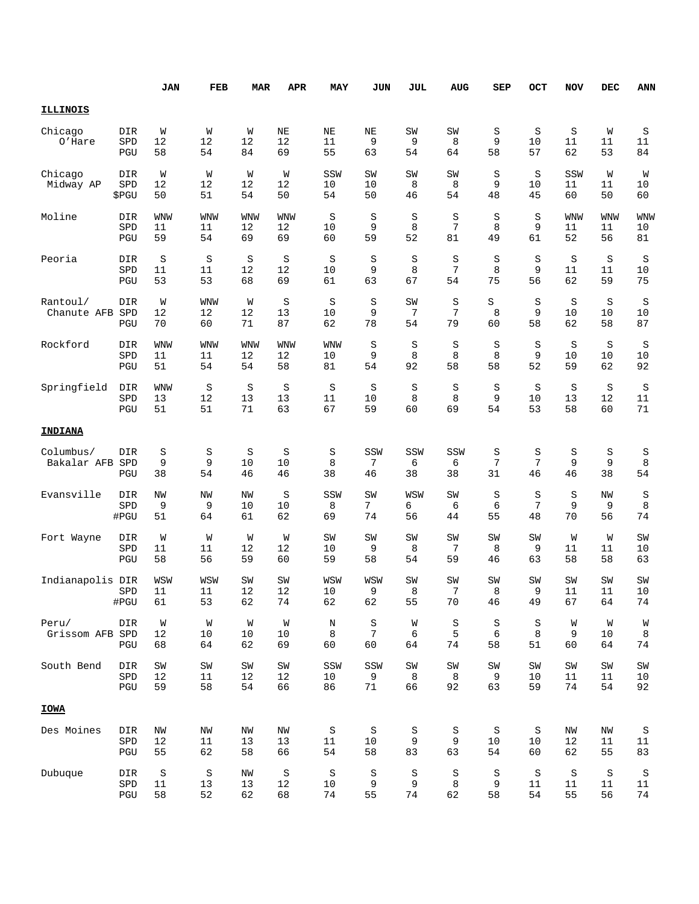| | | JAN | FEB | MAR | APR | MAY | JUN | JUL | AUG | SEP | OCT | NOV | DEC | ANN |
|---|---|---|---|---|---|---|---|---|---|---|---|---|---|---|
| **ILLINOIS** | | | | | | | | | | | | | | |
| Chicago O'Hare | DIR | W | W | W | NE | NE | NE | SW | SW | S | S | S | W | S |
| | SPD | 12 | 12 | 12 | 12 | 11 | 9 | 9 | 8 | 9 | 10 | 11 | 11 | 11 |
| | PGU | 58 | 54 | 84 | 69 | 55 | 63 | 54 | 64 | 58 | 57 | 62 | 53 | 84 |
| Chicago Midway AP | DIR | W | W | W | W | SSW | SW | SW | SW | S | S | SSW | W | W |
| | SPD | 12 | 12 | 12 | 12 | 10 | 10 | 8 | 8 | 9 | 10 | 11 | 11 | 10 |
| | $PGU | 50 | 51 | 54 | 50 | 54 | 50 | 46 | 54 | 48 | 45 | 60 | 50 | 60 |
| Moline | DIR | WNW | WNW | WNW | WNW | S | S | S | S | S | S | WNW | WNW | WNW |
| | SPD | 11 | 11 | 12 | 12 | 10 | 9 | 8 | 7 | 8 | 9 | 11 | 11 | 10 |
| | PGU | 59 | 54 | 69 | 69 | 60 | 59 | 52 | 81 | 49 | 61 | 52 | 56 | 81 |
| Peoria | DIR | S | S | S | S | S | S | S | S | S | S | S | S | S |
| | SPD | 11 | 11 | 12 | 12 | 10 | 9 | 8 | 7 | 8 | 9 | 11 | 11 | 10 |
| | PGU | 53 | 53 | 68 | 69 | 61 | 63 | 67 | 54 | 75 | 56 | 62 | 59 | 75 |
| Rantoul/ Chanute AFB | DIR | W | WNW | W | S | S | S | SW | S | S | S | S | S | S |
| | SPD | 12 | 12 | 12 | 13 | 10 | 9 | 7 | 7 | 8 | 9 | 10 | 10 | 10 |
| | PGU | 70 | 60 | 71 | 87 | 62 | 78 | 54 | 79 | 60 | 58 | 62 | 58 | 87 |
| Rockford | DIR | WNW | WNW | WNW | WNW | WNW | S | S | S | S | S | S | S | S |
| | SPD | 11 | 11 | 12 | 12 | 10 | 9 | 8 | 8 | 8 | 9 | 10 | 10 | 10 |
| | PGU | 51 | 54 | 54 | 58 | 81 | 54 | 92 | 58 | 58 | 52 | 59 | 62 | 92 |
| Springfield | DIR | WNW | S | S | S | S | S | S | S | S | S | S | S | S |
| | SPD | 13 | 12 | 13 | 13 | 11 | 10 | 8 | 8 | 9 | 10 | 13 | 12 | 11 |
| | PGU | 51 | 51 | 71 | 63 | 67 | 59 | 60 | 69 | 54 | 53 | 58 | 60 | 71 |
| **INDIANA** | | | | | | | | | | | | | | |
| Columbus/ Bakalar AFB | DIR | S | S | S | S | S | SSW | SSW | SSW | S | S | S | S | S |
| | SPD | 9 | 9 | 10 | 10 | 8 | 7 | 6 | 6 | 7 | 7 | 9 | 9 | 8 |
| | PGU | 38 | 54 | 46 | 46 | 38 | 46 | 38 | 38 | 31 | 46 | 46 | 38 | 54 |
| Evansville | DIR | NW | NW | NW | S | SSW | SW | WSW | SW | S | S | S | NW | S |
| | SPD | 9 | 9 | 10 | 10 | 8 | 7 | 6 | 6 | 6 | 7 | 9 | 9 | 8 |
| | #PGU | 51 | 64 | 61 | 62 | 69 | 74 | 56 | 44 | 55 | 48 | 70 | 56 | 74 |
| Fort Wayne | DIR | W | W | W | W | SW | SW | SW | SW | SW | SW | W | W | SW |
| | SPD | 11 | 11 | 12 | 12 | 10 | 9 | 8 | 7 | 8 | 9 | 11 | 11 | 10 |
| | PGU | 58 | 56 | 59 | 60 | 59 | 58 | 54 | 59 | 46 | 63 | 58 | 58 | 63 |
| Indianapolis | DIR | WSW | WSW | SW | SW | WSW | WSW | SW | SW | SW | SW | SW | SW | SW |
| | SPD | 11 | 11 | 12 | 12 | 10 | 9 | 8 | 7 | 8 | 9 | 11 | 11 | 10 |
| | #PGU | 61 | 53 | 62 | 74 | 62 | 62 | 55 | 70 | 46 | 49 | 67 | 64 | 74 |
| Peru/ Grissom AFB | DIR | W | W | W | W | N | S | W | S | S | S | W | W | W |
| | SPD | 12 | 10 | 10 | 10 | 8 | 7 | 6 | 5 | 6 | 8 | 9 | 10 | 8 |
| | PGU | 68 | 64 | 62 | 69 | 60 | 60 | 64 | 74 | 58 | 51 | 60 | 64 | 74 |
| South Bend | DIR | SW | SW | SW | SW | SSW | SSW | SW | SW | SW | SW | SW | SW | SW |
| | SPD | 12 | 11 | 12 | 12 | 10 | 9 | 8 | 8 | 9 | 10 | 11 | 11 | 10 |
| | PGU | 59 | 58 | 54 | 66 | 86 | 71 | 66 | 92 | 63 | 59 | 74 | 54 | 92 |
| **IOWA** | | | | | | | | | | | | | | |
| Des Moines | DIR | NW | NW | NW | NW | S | S | S | S | S | S | NW | NW | S |
| | SPD | 12 | 11 | 13 | 13 | 11 | 10 | 9 | 9 | 10 | 10 | 12 | 11 | 11 |
| | PGU | 55 | 62 | 58 | 66 | 54 | 58 | 83 | 63 | 54 | 60 | 62 | 55 | 83 |
| Dubuque | DIR | S | S | NW | S | S | S | S | S | S | S | S | S | S |
| | SPD | 11 | 13 | 13 | 12 | 10 | 9 | 9 | 8 | 9 | 11 | 11 | 11 | 11 |
| | PGU | 58 | 52 | 62 | 68 | 74 | 55 | 74 | 62 | 58 | 54 | 55 | 56 | 74 |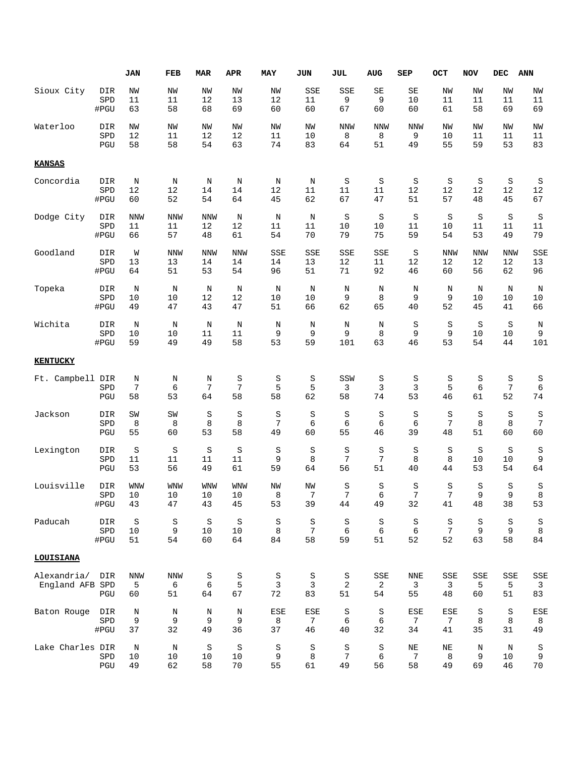| | | JAN | FEB | MAR | APR | MAY | JUN | JUL | AUG | SEP | OCT | NOV | DEC | ANN |
|---|---|---|---|---|---|---|---|---|---|---|---|---|---|---|
| Sioux City | DIR | NW | NW | NW | NW | NW | SSE | SSE | SE | SE | NW | NW | NW | NW |
| | SPD | 11 | 11 | 12 | 13 | 12 | 11 | 9 | 9 | 10 | 11 | 11 | 11 | 11 |
| | #PGU | 63 | 58 | 68 | 69 | 60 | 60 | 67 | 60 | 60 | 61 | 58 | 69 | 69 |
| Waterloo | DIR | NW | NW | NW | NW | NW | NW | NNW | NNW | NNW | NW | NW | NW | NW |
| | SPD | 12 | 11 | 12 | 12 | 11 | 10 | 8 | 8 | 9 | 10 | 11 | 11 | 11 |
| | PGU | 58 | 58 | 54 | 63 | 74 | 83 | 64 | 51 | 49 | 55 | 59 | 53 | 83 |
| **KANSAS** | | | | | | | | | | | | | | |
| Concordia | DIR | N | N | N | N | N | N | S | S | S | S | S | S | S |
| | SPD | 12 | 12 | 14 | 14 | 12 | 11 | 11 | 11 | 12 | 12 | 12 | 12 | 12 |
| | #PGU | 60 | 52 | 54 | 64 | 45 | 62 | 67 | 47 | 51 | 57 | 48 | 45 | 67 |
| Dodge City | DIR | NNW | NNW | NNW | N | N | N | S | S | S | S | S | S | S |
| | SPD | 11 | 11 | 12 | 12 | 11 | 11 | 10 | 10 | 11 | 10 | 11 | 11 | 11 |
| | #PGU | 66 | 57 | 48 | 61 | 54 | 70 | 79 | 75 | 59 | 54 | 53 | 49 | 79 |
| Goodland | DIR | W | NNW | NNW | NNW | SSE | SSE | SSE | SSE | S | NNW | NNW | NNW | SSE |
| | SPD | 13 | 13 | 14 | 14 | 14 | 13 | 12 | 11 | 12 | 12 | 12 | 12 | 13 |
| | #PGU | 64 | 51 | 53 | 54 | 96 | 51 | 71 | 92 | 46 | 60 | 56 | 62 | 96 |
| Topeka | DIR | N | N | N | N | N | N | N | N | N | N | N | N | N |
| | SPD | 10 | 10 | 12 | 12 | 10 | 10 | 9 | 8 | 9 | 9 | 10 | 10 | 10 |
| | #PGU | 49 | 47 | 43 | 47 | 51 | 66 | 62 | 65 | 40 | 52 | 45 | 41 | 66 |
| Wichita | DIR | N | N | N | N | N | N | N | N | S | S | S | S | N |
| | SPD | 10 | 10 | 11 | 11 | 9 | 9 | 9 | 8 | 9 | 9 | 10 | 10 | 9 |
| | #PGU | 59 | 49 | 49 | 58 | 53 | 59 | 101 | 63 | 46 | 53 | 54 | 44 | 101 |
| **KENTUCKY** | | | | | | | | | | | | | | |
| Ft. Campbell | DIR | N | N | N | S | S | S | SSW | S | S | S | S | S | S |
| | SPD | 7 | 6 | 7 | 7 | 5 | 5 | 3 | 3 | 3 | 5 | 6 | 7 | 6 |
| | PGU | 58 | 53 | 64 | 58 | 58 | 62 | 58 | 74 | 53 | 46 | 61 | 52 | 74 |
| Jackson | DIR | SW | SW | S | S | S | S | S | S | S | S | S | S | S |
| | SPD | 8 | 8 | 8 | 8 | 7 | 6 | 6 | 6 | 6 | 7 | 8 | 8 | 7 |
| | PGU | 55 | 60 | 53 | 58 | 49 | 60 | 55 | 46 | 39 | 48 | 51 | 60 | 60 |
| Lexington | DIR | S | S | S | S | S | S | S | S | S | S | S | S | S |
| | SPD | 11 | 11 | 11 | 11 | 9 | 8 | 7 | 7 | 8 | 8 | 10 | 10 | 9 |
| | PGU | 53 | 56 | 49 | 61 | 59 | 64 | 56 | 51 | 40 | 44 | 53 | 54 | 64 |
| Louisville | DIR | WNW | WNW | WNW | WNW | NW | NW | S | S | S | S | S | S | S |
| | SPD | 10 | 10 | 10 | 10 | 8 | 7 | 7 | 6 | 7 | 7 | 9 | 9 | 8 |
| | #PGU | 43 | 47 | 43 | 45 | 53 | 39 | 44 | 49 | 32 | 41 | 48 | 38 | 53 |
| Paducah | DIR | S | S | S | S | S | S | S | S | S | S | S | S | S |
| | SPD | 10 | 9 | 10 | 10 | 8 | 7 | 6 | 6 | 6 | 7 | 9 | 9 | 8 |
| | #PGU | 51 | 54 | 60 | 64 | 84 | 58 | 59 | 51 | 52 | 52 | 63 | 58 | 84 |
| **LOUISIANA** | | | | | | | | | | | | | | |
| Alexandria/ England AFB | DIR | NNW | NNW | S | S | S | S | S | SSE | NNE | SSE | SSE | SSE | SSE |
| | SPD | 5 | 6 | 6 | 5 | 3 | 3 | 2 | 2 | 3 | 3 | 5 | 5 | 3 |
| | PGU | 60 | 51 | 64 | 67 | 72 | 83 | 51 | 54 | 55 | 48 | 60 | 51 | 83 |
| Baton Rouge | DIR | N | N | N | N | ESE | ESE | S | S | ESE | ESE | S | S | ESE |
| | SPD | 9 | 9 | 9 | 9 | 8 | 7 | 6 | 6 | 7 | 7 | 8 | 8 | 8 |
| | #PGU | 37 | 32 | 49 | 36 | 37 | 46 | 40 | 32 | 34 | 41 | 35 | 31 | 49 |
| Lake Charles | DIR | N | N | S | S | S | S | S | S | NE | NE | N | N | S |
| | SPD | 10 | 10 | 10 | 10 | 9 | 8 | 7 | 6 | 7 | 8 | 9 | 10 | 9 |
| | PGU | 49 | 62 | 58 | 70 | 55 | 61 | 49 | 56 | 58 | 49 | 69 | 46 | 70 |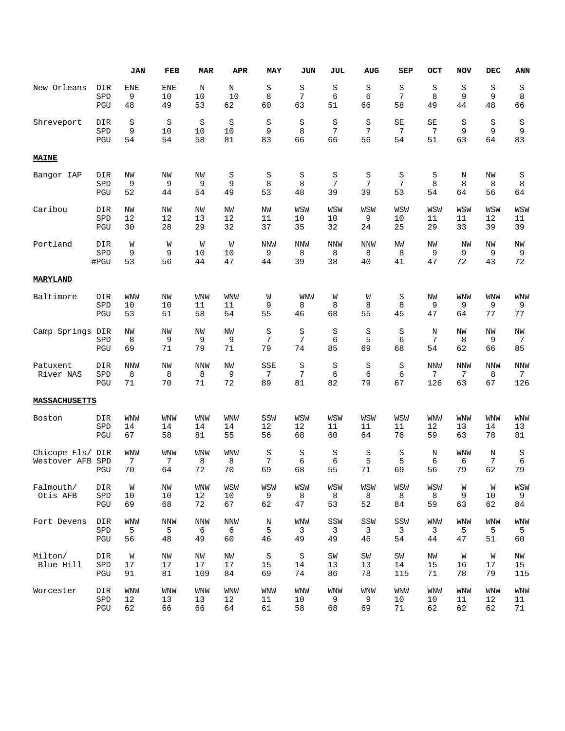| | | JAN | FEB | MAR | APR | MAY | JUN | JUL | AUG | SEP | OCT | NOV | DEC | ANN |
|---|---|---|---|---|---|---|---|---|---|---|---|---|---|---|
| New Orleans | DIR | ENE | ENE | N | N | S | S | S | S | S | S | S | S | S |
| | SPD | 9 | 10 | 10 | 10 | 8 | 7 | 6 | 6 | 7 | 8 | 9 | 9 | 8 |
| | PGU | 48 | 49 | 53 | 62 | 60 | 63 | 51 | 66 | 58 | 49 | 44 | 48 | 66 |
| Shreveport | DIR | S | S | S | S | S | S | S | S | SE | SE | S | S | S |
| | SPD | 9 | 10 | 10 | 10 | 9 | 8 | 7 | 7 | 7 | 7 | 9 | 9 | 9 |
| | PGU | 54 | 54 | 58 | 81 | 83 | 66 | 66 | 56 | 54 | 51 | 63 | 64 | 83 |
| **MAINE** | | | | | | | | | | | | | | |
| Bangor IAP | DIR | NW | NW | NW | S | S | S | S | S | S | S | N | NW | S |
| | SPD | 9 | 9 | 9 | 9 | 8 | 8 | 7 | 7 | 7 | 8 | 8 | 8 | 8 |
| | PGU | 52 | 44 | 54 | 49 | 53 | 48 | 39 | 39 | 53 | 54 | 64 | 56 | 64 |
| Caribou | DIR | NW | NW | NW | NW | NW | WSW | WSW | WSW | WSW | WSW | WSW | WSW | WSW |
| | SPD | 12 | 12 | 13 | 12 | 11 | 10 | 10 | 9 | 10 | 11 | 11 | 12 | 11 |
| | PGU | 30 | 28 | 29 | 32 | 37 | 35 | 32 | 24 | 25 | 29 | 33 | 39 | 39 |
| Portland | DIR | W | W | W | W | NNW | NNW | NNW | NNW | NW | NW | NW | NW | NW |
| | SPD | 9 | 9 | 10 | 10 | 9 | 8 | 8 | 8 | 8 | 9 | 9 | 9 | 9 |
| | #PGU | 53 | 56 | 44 | 47 | 44 | 39 | 38 | 40 | 41 | 47 | 72 | 43 | 72 |
| **MARYLAND** | | | | | | | | | | | | | | |
| Baltimore | DIR | WNW | NW | WNW | WNW | W | WNW | W | W | S | NW | WNW | WNW | WNW |
| | SPD | 10 | 10 | 11 | 11 | 9 | 8 | 8 | 8 | 8 | 9 | 9 | 9 | 9 |
| | PGU | 53 | 51 | 58 | 54 | 55 | 46 | 68 | 55 | 45 | 47 | 64 | 77 | 77 |
| Camp Springs | DIR | NW | NW | NW | NW | S | S | S | S | S | N | NW | NW | NW |
| | SPD | 8 | 9 | 9 | 9 | 7 | 7 | 6 | 5 | 6 | 7 | 8 | 9 | 7 |
| | PGU | 69 | 71 | 79 | 71 | 79 | 74 | 85 | 69 | 68 | 54 | 62 | 66 | 85 |
| Patuxent River NAS | DIR | NNW | NW | NNW | NW | SSE | S | S | S | S | NNW | NNW | NNW | NNW |
| | SPD | 8 | 8 | 8 | 9 | 7 | 7 | 6 | 6 | 6 | 7 | 7 | 8 | 7 |
| | PGU | 71 | 70 | 71 | 72 | 89 | 81 | 82 | 79 | 67 | 126 | 63 | 67 | 126 |
| **MASSACHUSETTS** | | | | | | | | | | | | | | |
| Boston | DIR | WNW | WNW | WNW | WNW | SSW | WSW | WSW | WSW | WSW | WNW | WNW | WNW | WNW |
| | SPD | 14 | 14 | 14 | 14 | 12 | 12 | 11 | 11 | 11 | 12 | 13 | 14 | 13 |
| | PGU | 67 | 58 | 81 | 55 | 56 | 68 | 60 | 64 | 76 | 59 | 63 | 78 | 81 |
| Chicope Fls/ Westover AFB | DIR | WNW | WNW | WNW | WNW | S | S | S | S | S | N | WNW | N | S |
| | SPD | 7 | 7 | 8 | 8 | 7 | 6 | 6 | 5 | 5 | 6 | 6 | 7 | 6 |
| | PGU | 70 | 64 | 72 | 70 | 69 | 68 | 55 | 71 | 69 | 56 | 79 | 62 | 79 |
| Falmouth/ Otis AFB | DIR | W | NW | WNW | WSW | WSW | WSW | WSW | WSW | WSW | WSW | W | W | WSW |
| | SPD | 10 | 10 | 12 | 10 | 9 | 8 | 8 | 8 | 8 | 8 | 9 | 10 | 9 |
| | PGU | 69 | 68 | 72 | 67 | 62 | 47 | 53 | 52 | 84 | 59 | 63 | 62 | 84 |
| Fort Devens | DIR | WNW | NNW | NNW | NNW | N | WNW | SSW | SSW | SSW | WNW | WNW | WNW | WNW |
| | SPD | 5 | 5 | 6 | 6 | 5 | 3 | 3 | 3 | 3 | 3 | 5 | 5 | 5 |
| | PGU | 56 | 48 | 49 | 60 | 46 | 49 | 49 | 46 | 54 | 44 | 47 | 51 | 60 |
| Milton/ Blue Hill | DIR | W | NW | NW | NW | S | S | SW | SW | SW | NW | W | W | NW |
| | SPD | 17 | 17 | 17 | 17 | 15 | 14 | 13 | 13 | 14 | 15 | 16 | 17 | 15 |
| | PGU | 91 | 81 | 109 | 84 | 69 | 74 | 86 | 78 | 115 | 71 | 78 | 79 | 115 |
| Worcester | DIR | WNW | WNW | WNW | WNW | WNW | WNW | WNW | WNW | WNW | WNW | WNW | WNW | WNW |
| | SPD | 12 | 13 | 13 | 12 | 11 | 10 | 9 | 9 | 10 | 10 | 11 | 12 | 11 |
| | PGU | 62 | 66 | 66 | 64 | 61 | 58 | 68 | 69 | 71 | 62 | 62 | 62 | 71 |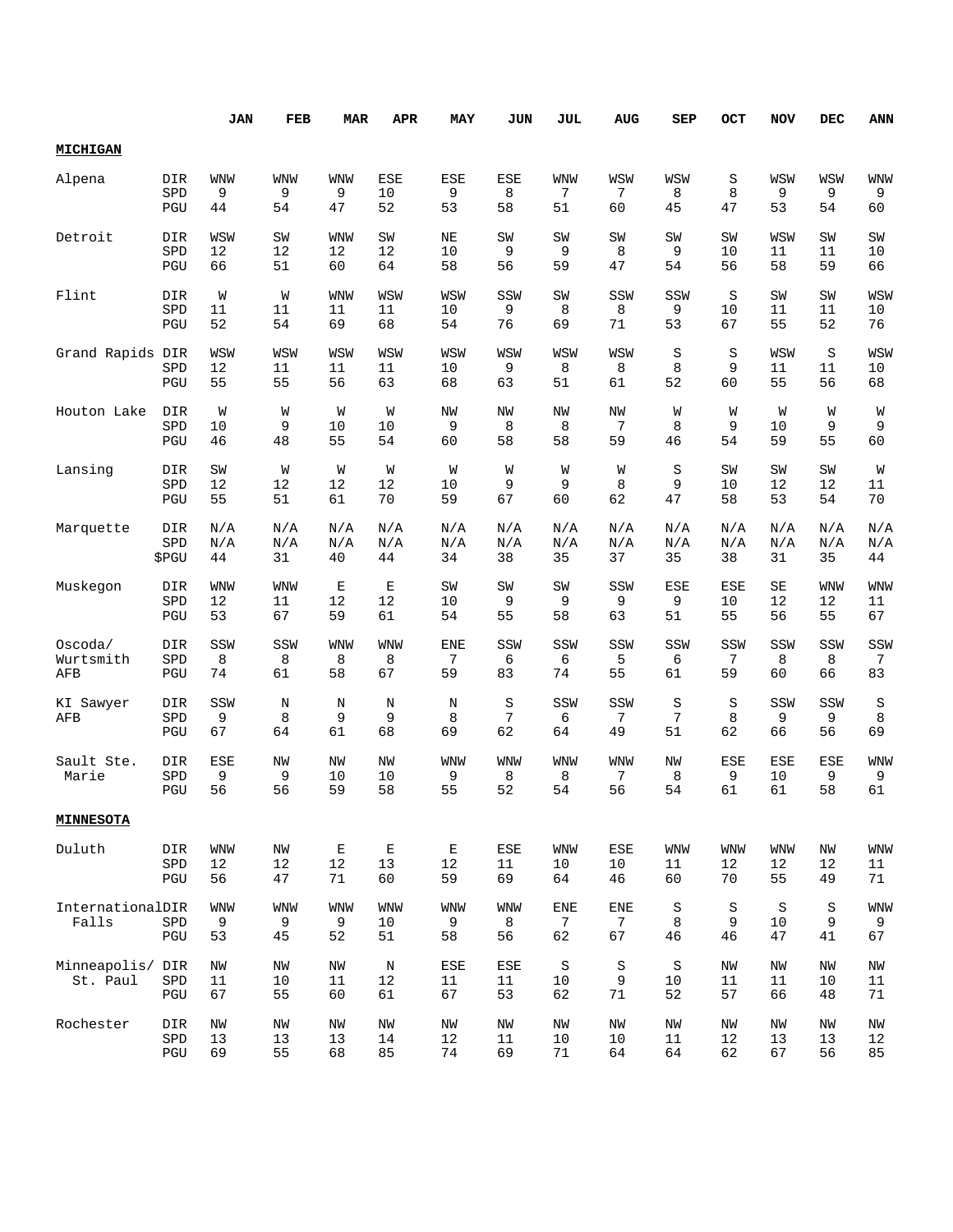| | | JAN | FEB | MAR | APR | MAY | JUN | JUL | AUG | SEP | OCT | NOV | DEC | ANN |
|---|---|---|---|---|---|---|---|---|---|---|---|---|---|---|
| **MICHIGAN** | | | | | | | | | | | | | | |
| Alpena | DIR | WNW | WNW | WNW | ESE | ESE | ESE | WNW | WSW | WSW | S | WSW | WSW | WNW |
| | SPD | 9 | 9 | 9 | 10 | 9 | 8 | 7 | 7 | 8 | 8 | 9 | 9 | 9 |
| | PGU | 44 | 54 | 47 | 52 | 53 | 58 | 51 | 60 | 45 | 47 | 53 | 54 | 60 |
| Detroit | DIR | WSW | SW | WNW | SW | NE | SW | SW | SW | SW | SW | WSW | SW | SW |
| | SPD | 12 | 12 | 12 | 12 | 10 | 9 | 9 | 8 | 9 | 10 | 11 | 11 | 10 |
| | PGU | 66 | 51 | 60 | 64 | 58 | 56 | 59 | 47 | 54 | 56 | 58 | 59 | 66 |
| Flint | DIR | W | W | WNW | WSW | WSW | SSW | SW | SSW | SSW | S | SW | SW | WSW |
| | SPD | 11 | 11 | 11 | 11 | 10 | 9 | 8 | 8 | 9 | 10 | 11 | 11 | 10 |
| | PGU | 52 | 54 | 69 | 68 | 54 | 76 | 69 | 71 | 53 | 67 | 55 | 52 | 76 |
| Grand Rapids | DIR | WSW | WSW | WSW | WSW | WSW | WSW | WSW | WSW | S | S | WSW | S | WSW |
| | SPD | 12 | 11 | 11 | 11 | 10 | 9 | 8 | 8 | 8 | 9 | 11 | 11 | 10 |
| | PGU | 55 | 55 | 56 | 63 | 68 | 63 | 51 | 61 | 52 | 60 | 55 | 56 | 68 |
| Houton Lake | DIR | W | W | W | W | NW | NW | NW | NW | W | W | W | W | W |
| | SPD | 10 | 9 | 10 | 10 | 9 | 8 | 8 | 7 | 8 | 9 | 10 | 9 | 9 |
| | PGU | 46 | 48 | 55 | 54 | 60 | 58 | 58 | 59 | 46 | 54 | 59 | 55 | 60 |
| Lansing | DIR | SW | W | W | W | W | W | W | W | S | SW | SW | SW | W |
| | SPD | 12 | 12 | 12 | 12 | 10 | 9 | 9 | 8 | 9 | 10 | 12 | 12 | 11 |
| | PGU | 55 | 51 | 61 | 70 | 59 | 67 | 60 | 62 | 47 | 58 | 53 | 54 | 70 |
| Marquette | DIR | N/A | N/A | N/A | N/A | N/A | N/A | N/A | N/A | N/A | N/A | N/A | N/A | N/A |
| | SPD | N/A | N/A | N/A | N/A | N/A | N/A | N/A | N/A | N/A | N/A | N/A | N/A | N/A |
| | $PGU | 44 | 31 | 40 | 44 | 34 | 38 | 35 | 37 | 35 | 38 | 31 | 35 | 44 |
| Muskegon | DIR | WNW | WNW | E | E | SW | SW | SW | SSW | ESE | ESE | SE | WNW | WNW |
| | SPD | 12 | 11 | 12 | 12 | 10 | 9 | 9 | 9 | 9 | 10 | 12 | 12 | 11 |
| | PGU | 53 | 67 | 59 | 61 | 54 | 55 | 58 | 63 | 51 | 55 | 56 | 55 | 67 |
| Oscoda/ Wurtsmith AFB | DIR | SSW | SSW | WNW | WNW | ENE | SSW | SSW | SSW | SSW | SSW | SSW | SSW | SSW |
| | SPD | 8 | 8 | 8 | 8 | 7 | 6 | 6 | 5 | 6 | 7 | 8 | 8 | 7 |
| | PGU | 74 | 61 | 58 | 67 | 59 | 83 | 74 | 55 | 61 | 59 | 60 | 66 | 83 |
| KI Sawyer AFB | DIR | SSW | N | N | N | N | S | SSW | SSW | S | S | SSW | SSW | S |
| | SPD | 9 | 8 | 9 | 9 | 8 | 7 | 6 | 7 | 7 | 8 | 9 | 9 | 8 |
| | PGU | 67 | 64 | 61 | 68 | 69 | 62 | 64 | 49 | 51 | 62 | 66 | 56 | 69 |
| Sault Ste. Marie | DIR | ESE | NW | NW | NW | WNW | WNW | WNW | WNW | NW | ESE | ESE | ESE | WNW |
| | SPD | 9 | 9 | 10 | 10 | 9 | 8 | 8 | 7 | 8 | 9 | 10 | 9 | 9 |
| | PGU | 56 | 56 | 59 | 58 | 55 | 52 | 54 | 56 | 54 | 61 | 61 | 58 | 61 |
| **MINNESOTA** | | | | | | | | | | | | | | |
| Duluth | DIR | WNW | NW | E | E | E | ESE | WNW | ESE | WNW | WNW | WNW | NW | WNW |
| | SPD | 12 | 12 | 12 | 13 | 12 | 11 | 10 | 10 | 11 | 12 | 12 | 12 | 11 |
| | PGU | 56 | 47 | 71 | 60 | 59 | 69 | 64 | 46 | 60 | 70 | 55 | 49 | 71 |
| International Falls | DIR | WNW | WNW | WNW | WNW | WNW | WNW | ENE | ENE | S | S | S | S | WNW |
| | SPD | 9 | 9 | 9 | 10 | 9 | 8 | 7 | 7 | 8 | 9 | 10 | 9 | 9 |
| | PGU | 53 | 45 | 52 | 51 | 58 | 56 | 62 | 67 | 46 | 46 | 47 | 41 | 67 |
| Minneapolis/ St. Paul | DIR | NW | NW | NW | N | ESE | ESE | S | S | S | NW | NW | NW | NW |
| | SPD | 11 | 10 | 11 | 12 | 11 | 11 | 10 | 9 | 10 | 11 | 11 | 10 | 11 |
| | PGU | 67 | 55 | 60 | 61 | 67 | 53 | 62 | 71 | 52 | 57 | 66 | 48 | 71 |
| Rochester | DIR | NW | NW | NW | NW | NW | NW | NW | NW | NW | NW | NW | NW | NW |
| | SPD | 13 | 13 | 13 | 14 | 12 | 11 | 10 | 10 | 11 | 12 | 13 | 13 | 12 |
| | PGU | 69 | 55 | 68 | 85 | 74 | 69 | 71 | 64 | 64 | 62 | 67 | 56 | 85 |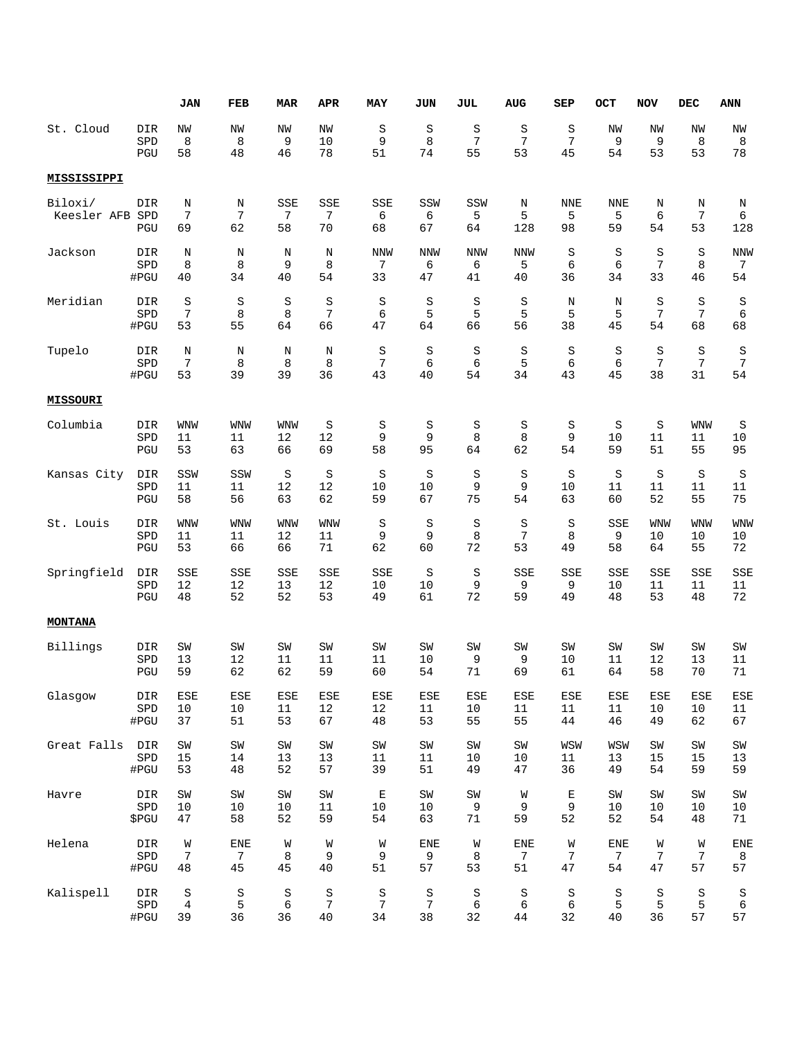| | | JAN | FEB | MAR | APR | MAY | JUN | JUL | AUG | SEP | OCT | NOV | DEC | ANN |
|---|---|---|---|---|---|---|---|---|---|---|---|---|---|---|
| St. Cloud | DIR | NW | NW | NW | NW | S | S | S | S | S | NW | NW | NW | NW |
| | SPD | 8 | 8 | 9 | 10 | 9 | 8 | 7 | 7 | 7 | 9 | 9 | 8 | 8 |
| | PGU | 58 | 48 | 46 | 78 | 51 | 74 | 55 | 53 | 45 | 54 | 53 | 53 | 78 |
| **MISSISSIPPI** | | | | | | | | | | | | | | |
| Biloxi/ Keesler AFB | DIR | N | N | SSE | SSE | SSE | SSW | SSW | N | NNE | NNE | N | N | N |
| | SPD | 7 | 7 | 7 | 7 | 6 | 6 | 5 | 5 | 5 | 5 | 6 | 7 | 6 |
| | PGU | 69 | 62 | 58 | 70 | 68 | 67 | 64 | 128 | 98 | 59 | 54 | 53 | 128 |
| Jackson | DIR | N | N | N | N | NNW | NNW | NNW | NNW | S | S | S | S | NNW |
| | SPD | 8 | 8 | 9 | 8 | 7 | 6 | 6 | 5 | 6 | 6 | 7 | 8 | 7 |
| | #PGU | 40 | 34 | 40 | 54 | 33 | 47 | 41 | 40 | 36 | 34 | 33 | 46 | 54 |
| Meridian | DIR | S | S | S | S | S | S | S | S | N | N | S | S | S |
| | SPD | 7 | 8 | 8 | 7 | 6 | 5 | 5 | 5 | 5 | 5 | 7 | 7 | 6 |
| | #PGU | 53 | 55 | 64 | 66 | 47 | 64 | 66 | 56 | 38 | 45 | 54 | 68 | 68 |
| Tupelo | DIR | N | N | N | N | S | S | S | S | S | S | S | S | S |
| | SPD | 7 | 8 | 8 | 8 | 7 | 6 | 6 | 5 | 6 | 6 | 7 | 7 | 7 |
| | #PGU | 53 | 39 | 39 | 36 | 43 | 40 | 54 | 34 | 43 | 45 | 38 | 31 | 54 |
| **MISSOURI** | | | | | | | | | | | | | | |
| Columbia | DIR | WNW | WNW | WNW | S | S | S | S | S | S | S | S | WNW | S |
| | SPD | 11 | 11 | 12 | 12 | 9 | 9 | 8 | 8 | 9 | 10 | 11 | 11 | 10 |
| | PGU | 53 | 63 | 66 | 69 | 58 | 95 | 64 | 62 | 54 | 59 | 51 | 55 | 95 |
| Kansas City | DIR | SSW | SSW | S | S | S | S | S | S | S | S | S | S | S |
| | SPD | 11 | 11 | 12 | 12 | 10 | 10 | 9 | 9 | 10 | 11 | 11 | 11 | 11 |
| | PGU | 58 | 56 | 63 | 62 | 59 | 67 | 75 | 54 | 63 | 60 | 52 | 55 | 75 |
| St. Louis | DIR | WNW | WNW | WNW | WNW | S | S | S | S | S | SSE | WNW | WNW | WNW |
| | SPD | 11 | 11 | 12 | 11 | 9 | 9 | 8 | 7 | 8 | 9 | 10 | 10 | 10 |
| | PGU | 53 | 66 | 66 | 71 | 62 | 60 | 72 | 53 | 49 | 58 | 64 | 55 | 72 |
| Springfield | DIR | SSE | SSE | SSE | SSE | SSE | S | S | SSE | SSE | SSE | SSE | SSE | SSE |
| | SPD | 12 | 12 | 13 | 12 | 10 | 10 | 9 | 9 | 9 | 10 | 11 | 11 | 11 |
| | PGU | 48 | 52 | 52 | 53 | 49 | 61 | 72 | 59 | 49 | 48 | 53 | 48 | 72 |
| **MONTANA** | | | | | | | | | | | | | | |
| Billings | DIR | SW | SW | SW | SW | SW | SW | SW | SW | SW | SW | SW | SW | SW |
| | SPD | 13 | 12 | 11 | 11 | 11 | 10 | 9 | 9 | 10 | 11 | 12 | 13 | 11 |
| | PGU | 59 | 62 | 62 | 59 | 60 | 54 | 71 | 69 | 61 | 64 | 58 | 70 | 71 |
| Glasgow | DIR | ESE | ESE | ESE | ESE | ESE | ESE | ESE | ESE | ESE | ESE | ESE | ESE | ESE |
| | SPD | 10 | 10 | 11 | 12 | 12 | 11 | 10 | 11 | 11 | 11 | 10 | 10 | 11 |
| | #PGU | 37 | 51 | 53 | 67 | 48 | 53 | 55 | 55 | 44 | 46 | 49 | 62 | 67 |
| Great Falls | DIR | SW | SW | SW | SW | SW | SW | SW | SW | WSW | WSW | SW | SW | SW |
| | SPD | 15 | 14 | 13 | 13 | 11 | 11 | 10 | 10 | 11 | 13 | 15 | 15 | 13 |
| | #PGU | 53 | 48 | 52 | 57 | 39 | 51 | 49 | 47 | 36 | 49 | 54 | 59 | 59 |
| Havre | DIR | SW | SW | SW | SW | E | SW | SW | W | E | SW | SW | SW | SW |
| | SPD | 10 | 10 | 10 | 11 | 10 | 10 | 9 | 9 | 9 | 10 | 10 | 10 | 10 |
| | $PGU | 47 | 58 | 52 | 59 | 54 | 63 | 71 | 59 | 52 | 52 | 54 | 48 | 71 |
| Helena | DIR | W | ENE | W | W | W | ENE | W | ENE | W | ENE | W | W | ENE |
| | SPD | 7 | 7 | 8 | 9 | 9 | 9 | 8 | 7 | 7 | 7 | 7 | 7 | 8 |
| | #PGU | 48 | 45 | 45 | 40 | 51 | 57 | 53 | 51 | 47 | 54 | 47 | 57 | 57 |
| Kalispell | DIR | S | S | S | S | S | S | S | S | S | S | S | S | S |
| | SPD | 4 | 5 | 6 | 7 | 7 | 7 | 6 | 6 | 6 | 5 | 5 | 5 | 6 |
| | #PGU | 39 | 36 | 36 | 40 | 34 | 38 | 32 | 44 | 32 | 40 | 36 | 57 | 57 |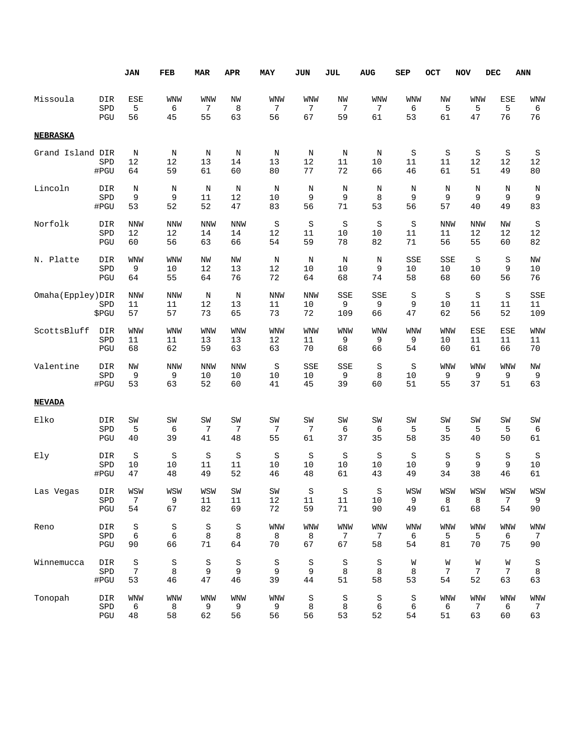| | | JAN | FEB | MAR | APR | MAY | JUN | JUL | AUG | SEP | OCT | NOV | DEC | ANN |
|---|---|---|---|---|---|---|---|---|---|---|---|---|---|---|
| Missoula | DIR | ESE | WNW | WNW | NW | WNW | WNW | NW | WNW | WNW | NW | WNW | ESE | WNW |
| | SPD | 5 | 6 | 7 | 8 | 7 | 7 | 7 | 7 | 6 | 5 | 5 | 5 | 6 |
| | PGU | 56 | 45 | 55 | 63 | 56 | 67 | 59 | 61 | 53 | 61 | 47 | 76 | 76 |
| **NEBRASKA** | | | | | | | | | | | | | | |
| Grand Island | DIR | N | N | N | N | N | N | N | N | S | S | S | S | S |
| | SPD | 12 | 12 | 13 | 14 | 13 | 12 | 11 | 10 | 11 | 11 | 12 | 12 | 12 |
| | #PGU | 64 | 59 | 61 | 60 | 80 | 77 | 72 | 66 | 46 | 61 | 51 | 49 | 80 |
| Lincoln | DIR | N | N | N | N | N | N | N | N | N | N | N | N | N |
| | SPD | 9 | 9 | 11 | 12 | 10 | 9 | 9 | 8 | 9 | 9 | 9 | 9 | 9 |
| | #PGU | 53 | 52 | 52 | 47 | 83 | 56 | 71 | 53 | 56 | 57 | 40 | 49 | 83 |
| Norfolk | DIR | NNW | NNW | NNW | NNW | S | S | S | S | S | NNW | NNW | NW | S |
| | SPD | 12 | 12 | 14 | 14 | 12 | 11 | 10 | 10 | 11 | 11 | 12 | 12 | 12 |
| | PGU | 60 | 56 | 63 | 66 | 54 | 59 | 78 | 82 | 71 | 56 | 55 | 60 | 82 |
| N. Platte | DIR | WNW | WNW | NW | NW | N | N | N | N | SSE | SSE | S | S | NW |
| | SPD | 9 | 10 | 12 | 13 | 12 | 10 | 10 | 9 | 10 | 10 | 10 | 9 | 10 |
| | PGU | 64 | 55 | 64 | 76 | 72 | 64 | 68 | 74 | 58 | 68 | 60 | 56 | 76 |
| Omaha(Eppley) | DIR | NNW | NNW | N | N | NNW | NNW | SSE | SSE | S | S | S | S | SSE |
| | SPD | 11 | 11 | 12 | 13 | 11 | 10 | 9 | 9 | 9 | 10 | 11 | 11 | 11 |
| | $PGU | 57 | 57 | 73 | 65 | 73 | 72 | 109 | 66 | 47 | 62 | 56 | 52 | 109 |
| ScottsBluff | DIR | WNW | WNW | WNW | WNW | WNW | WNW | WNW | WNW | WNW | WNW | ESE | ESE | WNW |
| | SPD | 11 | 11 | 13 | 13 | 12 | 11 | 9 | 9 | 9 | 10 | 11 | 11 | 11 |
| | PGU | 68 | 62 | 59 | 63 | 63 | 70 | 68 | 66 | 54 | 60 | 61 | 66 | 70 |
| Valentine | DIR | NW | NNW | NNW | NNW | S | SSE | SSE | S | S | WNW | WNW | WNW | NW |
| | SPD | 9 | 9 | 10 | 10 | 10 | 10 | 9 | 8 | 10 | 9 | 9 | 9 | 9 |
| | #PGU | 53 | 63 | 52 | 60 | 41 | 45 | 39 | 60 | 51 | 55 | 37 | 51 | 63 |
| **NEVADA** | | | | | | | | | | | | | | |
| Elko | DIR | SW | SW | SW | SW | SW | SW | SW | SW | SW | SW | SW | SW | SW |
| | SPD | 5 | 6 | 7 | 7 | 7 | 7 | 6 | 6 | 5 | 5 | 5 | 5 | 6 |
| | PGU | 40 | 39 | 41 | 48 | 55 | 61 | 37 | 35 | 58 | 35 | 40 | 50 | 61 |
| Ely | DIR | S | S | S | S | S | S | S | S | S | S | S | S | S |
| | SPD | 10 | 10 | 11 | 11 | 10 | 10 | 10 | 10 | 10 | 9 | 9 | 9 | 10 |
| | #PGU | 47 | 48 | 49 | 52 | 46 | 48 | 61 | 43 | 49 | 34 | 38 | 46 | 61 |
| Las Vegas | DIR | WSW | WSW | WSW | SW | SW | S | S | S | WSW | WSW | WSW | WSW | WSW |
| | SPD | 7 | 9 | 11 | 11 | 12 | 11 | 11 | 10 | 9 | 8 | 8 | 7 | 9 |
| | PGU | 54 | 67 | 82 | 69 | 72 | 59 | 71 | 90 | 49 | 61 | 68 | 54 | 90 |
| Reno | DIR | S | S | S | S | WNW | WNW | WNW | WNW | WNW | WNW | WNW | WNW | WNW |
| | SPD | 6 | 6 | 8 | 8 | 8 | 8 | 7 | 7 | 6 | 5 | 5 | 6 | 7 |
| | PGU | 90 | 66 | 71 | 64 | 70 | 67 | 67 | 58 | 54 | 81 | 70 | 75 | 90 |
| Winnemucca | DIR | S | S | S | S | S | S | S | S | W | W | W | W | S |
| | SPD | 7 | 8 | 9 | 9 | 9 | 9 | 8 | 8 | 8 | 7 | 7 | 7 | 8 |
| | #PGU | 53 | 46 | 47 | 46 | 39 | 44 | 51 | 58 | 53 | 54 | 52 | 63 | 63 |
| Tonopah | DIR | WNW | WNW | WNW | WNW | WNW | S | S | S | S | WNW | WNW | WNW | WNW |
| | SPD | 6 | 8 | 9 | 9 | 9 | 8 | 8 | 6 | 6 | 6 | 7 | 6 | 7 |
| | PGU | 48 | 58 | 62 | 56 | 56 | 56 | 53 | 52 | 54 | 51 | 63 | 60 | 63 |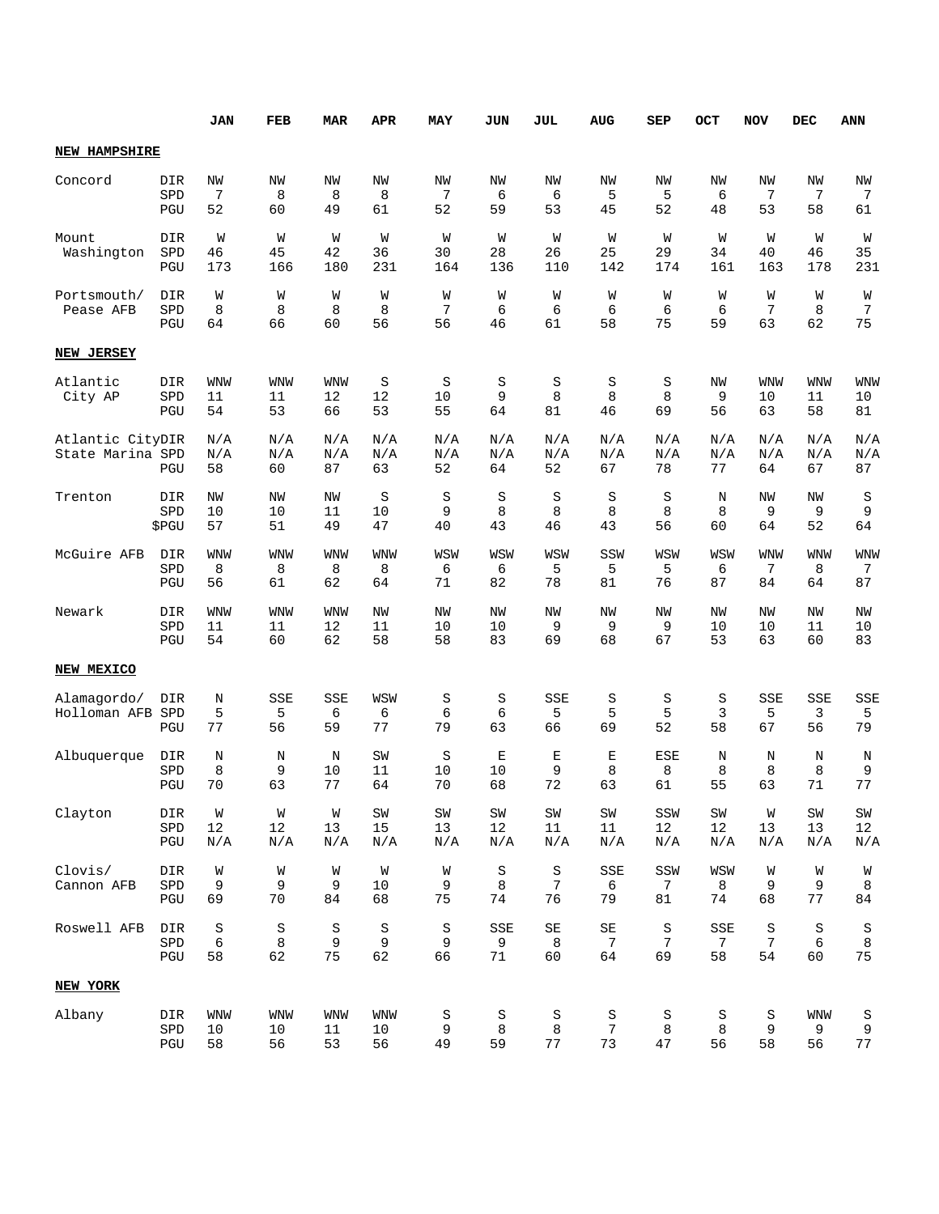| | | JAN | FEB | MAR | APR | MAY | JUN | JUL | AUG | SEP | OCT | NOV | DEC | ANN |
|---|---|---|---|---|---|---|---|---|---|---|---|---|---|---|
| **NEW HAMPSHIRE** | | | | | | | | | | | | | | |
| Concord | DIR | NW | NW | NW | NW | NW | NW | NW | NW | NW | NW | NW | NW | NW |
| | SPD | 7 | 8 | 8 | 8 | 7 | 6 | 6 | 5 | 5 | 6 | 7 | 7 | 7 |
| | PGU | 52 | 60 | 49 | 61 | 52 | 59 | 53 | 45 | 52 | 48 | 53 | 58 | 61 |
| Mount Washington | DIR | W | W | W | W | W | W | W | W | W | W | W | W | W |
| | SPD | 46 | 45 | 42 | 36 | 30 | 28 | 26 | 25 | 29 | 34 | 40 | 46 | 35 |
| | PGU | 173 | 166 | 180 | 231 | 164 | 136 | 110 | 142 | 174 | 161 | 163 | 178 | 231 |
| Portsmouth/ Pease AFB | DIR | W | W | W | W | W | W | W | W | W | W | W | W | W |
| | SPD | 8 | 8 | 8 | 8 | 7 | 6 | 6 | 6 | 6 | 6 | 7 | 8 | 7 |
| | PGU | 64 | 66 | 60 | 56 | 56 | 46 | 61 | 58 | 75 | 59 | 63 | 62 | 75 |
| **NEW JERSEY** | | | | | | | | | | | | | | |
| Atlantic City AP | DIR | WNW | WNW | WNW | S | S | S | S | S | S | NW | WNW | WNW | WNW |
| | SPD | 11 | 11 | 12 | 12 | 10 | 9 | 8 | 8 | 8 | 9 | 10 | 11 | 10 |
| | PGU | 54 | 53 | 66 | 53 | 55 | 64 | 81 | 46 | 69 | 56 | 63 | 58 | 81 |
| Atlantic City State Marina | DIR | N/A | N/A | N/A | N/A | N/A | N/A | N/A | N/A | N/A | N/A | N/A | N/A | N/A |
| | SPD | N/A | N/A | N/A | N/A | N/A | N/A | N/A | N/A | N/A | N/A | N/A | N/A | N/A |
| | PGU | 58 | 60 | 87 | 63 | 52 | 64 | 52 | 67 | 78 | 77 | 64 | 67 | 87 |
| Trenton | DIR | NW | NW | NW | S | S | S | S | S | S | N | NW | NW | S |
| | SPD | 10 | 10 | 11 | 10 | 9 | 8 | 8 | 8 | 8 | 8 | 9 | 9 | 9 |
| | $PGU | 57 | 51 | 49 | 47 | 40 | 43 | 46 | 43 | 56 | 60 | 64 | 52 | 64 |
| McGuire AFB | DIR | WNW | WNW | WNW | WNW | WSW | WSW | WSW | SSW | WSW | WSW | WNW | WNW | WNW |
| | SPD | 8 | 8 | 8 | 8 | 6 | 6 | 5 | 5 | 5 | 6 | 7 | 8 | 7 |
| | PGU | 56 | 61 | 62 | 64 | 71 | 82 | 78 | 81 | 76 | 87 | 84 | 64 | 87 |
| Newark | DIR | WNW | WNW | WNW | NW | NW | NW | NW | NW | NW | NW | NW | NW | NW |
| | SPD | 11 | 11 | 12 | 11 | 10 | 10 | 9 | 9 | 9 | 10 | 10 | 11 | 10 |
| | PGU | 54 | 60 | 62 | 58 | 58 | 83 | 69 | 68 | 67 | 53 | 63 | 60 | 83 |
| **NEW MEXICO** | | | | | | | | | | | | | | |
| Alamagordo/ Holloman AFB | DIR | N | SSE | SSE | WSW | S | S | SSE | S | S | S | SSE | SSE | SSE |
| | SPD | 5 | 5 | 6 | 6 | 6 | 6 | 5 | 5 | 5 | 3 | 5 | 3 | 5 |
| | PGU | 77 | 56 | 59 | 77 | 79 | 63 | 66 | 69 | 52 | 58 | 67 | 56 | 79 |
| Albuquerque | DIR | N | N | N | SW | S | E | E | E | ESE | N | N | N | N |
| | SPD | 8 | 9 | 10 | 11 | 10 | 10 | 9 | 8 | 8 | 8 | 8 | 8 | 9 |
| | PGU | 70 | 63 | 77 | 64 | 70 | 68 | 72 | 63 | 61 | 55 | 63 | 71 | 77 |
| Clayton | DIR | W | W | W | SW | SW | SW | SW | SW | SSW | SW | W | SW | SW |
| | SPD | 12 | 12 | 13 | 15 | 13 | 12 | 11 | 11 | 12 | 12 | 13 | 13 | 12 |
| | PGU | N/A | N/A | N/A | N/A | N/A | N/A | N/A | N/A | N/A | N/A | N/A | N/A | N/A |
| Clovis/ Cannon AFB | DIR | W | W | W | W | W | S | S | SSE | SSW | WSW | W | W | W |
| | SPD | 9 | 9 | 9 | 10 | 9 | 8 | 7 | 6 | 7 | 8 | 9 | 9 | 8 |
| | PGU | 69 | 70 | 84 | 68 | 75 | 74 | 76 | 79 | 81 | 74 | 68 | 77 | 84 |
| Roswell AFB | DIR | S | S | S | S | S | SSE | SE | SE | S | SSE | S | S | S |
| | SPD | 6 | 8 | 9 | 9 | 9 | 9 | 8 | 7 | 7 | 7 | 7 | 6 | 8 |
| | PGU | 58 | 62 | 75 | 62 | 66 | 71 | 60 | 64 | 69 | 58 | 54 | 60 | 75 |
| **NEW YORK** | | | | | | | | | | | | | | |
| Albany | DIR | WNW | WNW | WNW | WNW | S | S | S | S | S | S | S | WNW | S |
| | SPD | 10 | 10 | 11 | 10 | 9 | 8 | 8 | 7 | 8 | 8 | 9 | 9 | 9 |
| | PGU | 58 | 56 | 53 | 56 | 49 | 59 | 77 | 73 | 47 | 56 | 58 | 56 | 77 |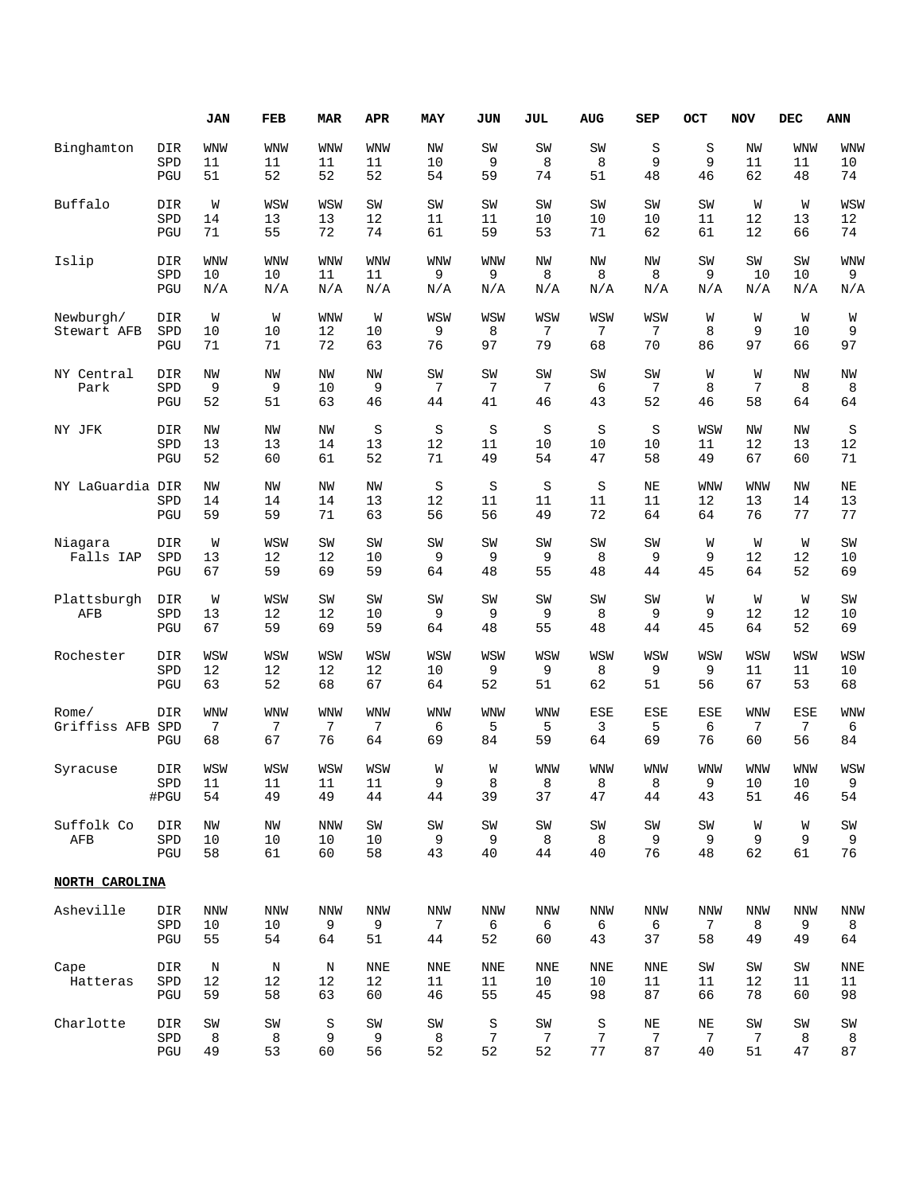| | | JAN | FEB | MAR | APR | MAY | JUN | JUL | AUG | SEP | OCT | NOV | DEC | ANN |
|---|---|---|---|---|---|---|---|---|---|---|---|---|---|---|
| Binghamton | DIR | WNW | WNW | WNW | WNW | NW | SW | SW | SW | S | S | NW | WNW | WNW |
| | SPD | 11 | 11 | 11 | 11 | 10 | 9 | 8 | 8 | 9 | 9 | 11 | 11 | 10 |
| | PGU | 51 | 52 | 52 | 52 | 54 | 59 | 74 | 51 | 48 | 46 | 62 | 48 | 74 |
| Buffalo | DIR | W | WSW | WSW | SW | SW | SW | SW | SW | SW | SW | W | W | WSW |
| | SPD | 14 | 13 | 13 | 12 | 11 | 11 | 10 | 10 | 10 | 11 | 12 | 13 | 12 |
| | PGU | 71 | 55 | 72 | 74 | 61 | 59 | 53 | 71 | 62 | 61 | 12 | 66 | 74 |
| Islip | DIR | WNW | WNW | WNW | WNW | WNW | WNW | NW | NW | NW | SW | SW | SW | WNW |
| | SPD | 10 | 10 | 11 | 11 | 9 | 9 | 8 | 8 | 8 | 9 | 10 | 10 | 9 |
| | PGU | N/A | N/A | N/A | N/A | N/A | N/A | N/A | N/A | N/A | N/A | N/A | N/A | N/A |
| Newburgh/ Stewart AFB | DIR | W | W | WNW | W | WSW | WSW | WSW | WSW | WSW | W | W | W | W |
| | SPD | 10 | 10 | 12 | 10 | 9 | 8 | 7 | 7 | 7 | 8 | 9 | 10 | 9 |
| | PGU | 71 | 71 | 72 | 63 | 76 | 97 | 79 | 68 | 70 | 86 | 97 | 66 | 97 |
| NY Central Park | DIR | NW | NW | NW | NW | SW | SW | SW | SW | SW | W | W | NW | NW |
| | SPD | 9 | 9 | 10 | 9 | 7 | 7 | 7 | 6 | 7 | 8 | 7 | 8 | 8 |
| | PGU | 52 | 51 | 63 | 46 | 44 | 41 | 46 | 43 | 52 | 46 | 58 | 64 | 64 |
| NY JFK | DIR | NW | NW | NW | S | S | S | S | S | S | WSW | NW | NW | S |
| | SPD | 13 | 13 | 14 | 13 | 12 | 11 | 10 | 10 | 10 | 11 | 12 | 13 | 12 |
| | PGU | 52 | 60 | 61 | 52 | 71 | 49 | 54 | 47 | 58 | 49 | 67 | 60 | 71 |
| NY LaGuardia | DIR | NW | NW | NW | NW | S | S | S | S | NE | WNW | WNW | NW | NE |
| | SPD | 14 | 14 | 14 | 13 | 12 | 11 | 11 | 11 | 11 | 12 | 13 | 14 | 13 |
| | PGU | 59 | 59 | 71 | 63 | 56 | 56 | 49 | 72 | 64 | 64 | 76 | 77 | 77 |
| Niagara Falls IAP | DIR | W | WSW | SW | SW | SW | SW | SW | SW | SW | W | W | W | SW |
| | SPD | 13 | 12 | 12 | 10 | 9 | 9 | 9 | 8 | 9 | 9 | 12 | 12 | 10 |
| | PGU | 67 | 59 | 69 | 59 | 64 | 48 | 55 | 48 | 44 | 45 | 64 | 52 | 69 |
| Plattsburgh AFB | DIR | W | WSW | SW | SW | SW | SW | SW | SW | SW | W | W | W | SW |
| | SPD | 13 | 12 | 12 | 10 | 9 | 9 | 9 | 8 | 9 | 9 | 12 | 12 | 10 |
| | PGU | 67 | 59 | 69 | 59 | 64 | 48 | 55 | 48 | 44 | 45 | 64 | 52 | 69 |
| Rochester | DIR | WSW | WSW | WSW | WSW | WSW | WSW | WSW | WSW | WSW | WSW | WSW | WSW | WSW |
| | SPD | 12 | 12 | 12 | 12 | 10 | 9 | 9 | 8 | 9 | 9 | 11 | 11 | 10 |
| | PGU | 63 | 52 | 68 | 67 | 64 | 52 | 51 | 62 | 51 | 56 | 67 | 53 | 68 |
| Rome/ Griffiss AFB | DIR | WNW | WNW | WNW | WNW | WNW | WNW | WNW | ESE | ESE | ESE | WNW | ESE | WNW |
| | SPD | 7 | 7 | 7 | 7 | 6 | 5 | 5 | 3 | 5 | 6 | 7 | 7 | 6 |
| | PGU | 68 | 67 | 76 | 64 | 69 | 84 | 59 | 64 | 69 | 76 | 60 | 56 | 84 |
| Syracuse | DIR | WSW | WSW | WSW | WSW | W | W | WNW | WNW | WNW | WNW | WNW | WNW | WSW |
| | SPD | 11 | 11 | 11 | 11 | 9 | 8 | 8 | 8 | 8 | 9 | 10 | 10 | 9 |
| | #PGU | 54 | 49 | 49 | 44 | 44 | 39 | 37 | 47 | 44 | 43 | 51 | 46 | 54 |
| Suffolk Co AFB | DIR | NW | NW | NNW | SW | SW | SW | SW | SW | SW | SW | W | W | SW |
| | SPD | 10 | 10 | 10 | 10 | 9 | 9 | 8 | 8 | 9 | 9 | 9 | 9 | 9 |
| | PGU | 58 | 61 | 60 | 58 | 43 | 40 | 44 | 40 | 76 | 48 | 62 | 61 | 76 |
| **NORTH CAROLINA** | | | | | | | | | | | | | | |
| Asheville | DIR | NNW | NNW | NNW | NNW | NNW | NNW | NNW | NNW | NNW | NNW | NNW | NNW | NNW |
| | SPD | 10 | 10 | 9 | 9 | 7 | 6 | 6 | 6 | 6 | 7 | 8 | 9 | 8 |
| | PGU | 55 | 54 | 64 | 51 | 44 | 52 | 60 | 43 | 37 | 58 | 49 | 49 | 64 |
| Cape Hatteras | DIR | N | N | N | NNE | NNE | NNE | NNE | NNE | NNE | SW | SW | SW | NNE |
| | SPD | 12 | 12 | 12 | 12 | 11 | 11 | 10 | 10 | 11 | 11 | 12 | 11 | 11 |
| | PGU | 59 | 58 | 63 | 60 | 46 | 55 | 45 | 98 | 87 | 66 | 78 | 60 | 98 |
| Charlotte | DIR | SW | SW | S | SW | SW | S | SW | S | NE | NE | SW | SW | SW |
| | SPD | 8 | 8 | 9 | 9 | 8 | 7 | 7 | 7 | 7 | 7 | 7 | 8 | 8 |
| | PGU | 49 | 53 | 60 | 56 | 52 | 52 | 52 | 77 | 87 | 40 | 51 | 47 | 87 |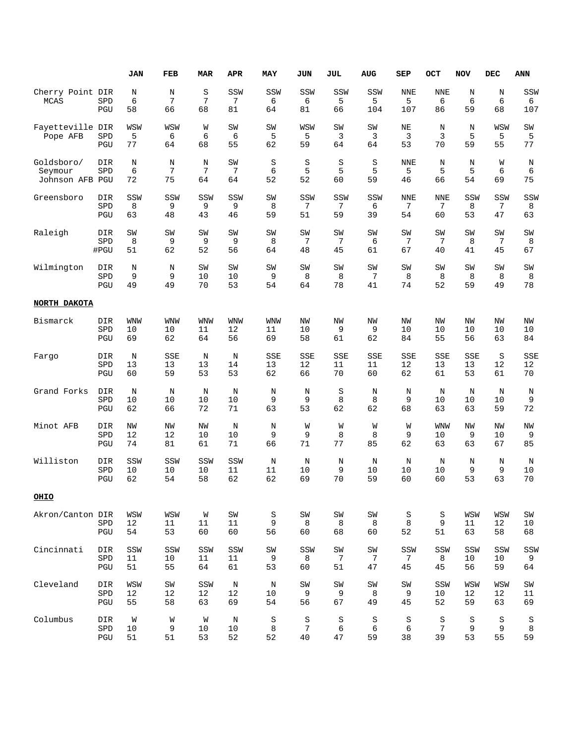| | | JAN | FEB | MAR | APR | MAY | JUN | JUL | AUG | SEP | OCT | NOV | DEC | ANN |
|---|---|---|---|---|---|---|---|---|---|---|---|---|---|---|
| Cherry Point MCAS | DIR | N | N | S | SSW | SSW | SSW | SSW | SSW | NNE | NNE | N | N | SSW |
| | SPD | 6 | 7 | 7 | 7 | 6 | 6 | 5 | 5 | 5 | 6 | 6 | 6 | 6 |
| | PGU | 58 | 66 | 68 | 81 | 64 | 81 | 66 | 104 | 107 | 86 | 59 | 68 | 107 |
| Fayetteville Pope AFB | DIR | WSW | WSW | W | SW | SW | WSW | SW | SW | NE | N | N | WSW | SW |
| | SPD | 5 | 6 | 6 | 6 | 5 | 5 | 3 | 3 | 3 | 3 | 5 | 5 | 5 |
| | PGU | 77 | 64 | 68 | 55 | 62 | 59 | 64 | 64 | 53 | 70 | 59 | 55 | 77 |
| Goldsboro/ Seymour Johnson AFB | DIR | N | N | N | SW | S | S | S | S | NNE | N | N | W | N |
| | SPD | 6 | 7 | 7 | 7 | 6 | 5 | 5 | 5 | 5 | 5 | 5 | 6 | 6 |
| | PGU | 72 | 75 | 64 | 64 | 52 | 52 | 60 | 59 | 46 | 66 | 54 | 69 | 75 |
| Greensboro | DIR | SSW | SSW | SSW | SSW | SW | SSW | SSW | SSW | NNE | NNE | SSW | SSW | SSW |
| | SPD | 8 | 9 | 9 | 9 | 8 | 7 | 7 | 6 | 7 | 7 | 8 | 7 | 8 |
| | PGU | 63 | 48 | 43 | 46 | 59 | 51 | 59 | 39 | 54 | 60 | 53 | 47 | 63 |
| Raleigh | DIR | SW | SW | SW | SW | SW | SW | SW | SW | SW | SW | SW | SW | SW |
| | SPD | 8 | 9 | 9 | 9 | 8 | 7 | 7 | 6 | 7 | 7 | 8 | 7 | 8 |
| | #PGU | 51 | 62 | 52 | 56 | 64 | 48 | 45 | 61 | 67 | 40 | 41 | 45 | 67 |
| Wilmington | DIR | N | N | SW | SW | SW | SW | SW | SW | SW | SW | SW | SW | SW |
| | SPD | 9 | 9 | 10 | 10 | 9 | 8 | 8 | 7 | 8 | 8 | 8 | 8 | 8 |
| | PGU | 49 | 49 | 70 | 53 | 54 | 64 | 78 | 41 | 74 | 52 | 59 | 49 | 78 |
| **NORTH DAKOTA** | | | | | | | | | | | | | | |
| Bismarck | DIR | WNW | WNW | WNW | WNW | WNW | NW | NW | NW | NW | NW | NW | NW | NW |
| | SPD | 10 | 10 | 11 | 12 | 11 | 10 | 9 | 9 | 10 | 10 | 10 | 10 | 10 |
| | PGU | 69 | 62 | 64 | 56 | 69 | 58 | 61 | 62 | 84 | 55 | 56 | 63 | 84 |
| Fargo | DIR | N | SSE | N | N | SSE | SSE | SSE | SSE | SSE | SSE | SSE | S | SSE |
| | SPD | 13 | 13 | 13 | 14 | 13 | 12 | 11 | 11 | 12 | 13 | 13 | 12 | 12 |
| | PGU | 60 | 59 | 53 | 53 | 62 | 66 | 70 | 60 | 62 | 61 | 53 | 61 | 70 |
| Grand Forks | DIR | N | N | N | N | N | N | S | N | N | N | N | N | N |
| | SPD | 10 | 10 | 10 | 10 | 9 | 9 | 8 | 8 | 9 | 10 | 10 | 10 | 9 |
| | PGU | 62 | 66 | 72 | 71 | 63 | 53 | 62 | 62 | 68 | 63 | 63 | 59 | 72 |
| Minot AFB | DIR | NW | NW | NW | N | N | W | W | W | W | WNW | NW | NW | NW |
| | SPD | 12 | 12 | 10 | 10 | 9 | 9 | 8 | 8 | 9 | 10 | 9 | 10 | 9 |
| | PGU | 74 | 81 | 61 | 71 | 66 | 71 | 77 | 85 | 62 | 63 | 63 | 67 | 85 |
| Williston | DIR | SSW | SSW | SSW | SSW | N | N | N | N | N | N | N | N | N |
| | SPD | 10 | 10 | 10 | 11 | 11 | 10 | 9 | 10 | 10 | 10 | 9 | 9 | 10 |
| | PGU | 62 | 54 | 58 | 62 | 62 | 69 | 70 | 59 | 60 | 60 | 53 | 63 | 70 |
| **OHIO** | | | | | | | | | | | | | | |
| Akron/Canton | DIR | WSW | WSW | W | SW | S | SW | SW | SW | S | S | WSW | WSW | SW |
| | SPD | 12 | 11 | 11 | 11 | 9 | 8 | 8 | 8 | 8 | 9 | 11 | 12 | 10 |
| | PGU | 54 | 53 | 60 | 60 | 56 | 60 | 68 | 60 | 52 | 51 | 63 | 58 | 68 |
| Cincinnati | DIR | SSW | SSW | SSW | SSW | SW | SSW | SW | SW | SSW | SSW | SSW | SSW | SSW |
| | SPD | 11 | 10 | 11 | 11 | 9 | 8 | 7 | 7 | 7 | 8 | 10 | 10 | 9 |
| | PGU | 51 | 55 | 64 | 61 | 53 | 60 | 51 | 47 | 45 | 45 | 56 | 59 | 64 |
| Cleveland | DIR | WSW | SW | SSW | N | N | SW | SW | SW | SW | SSW | WSW | WSW | SW |
| | SPD | 12 | 12 | 12 | 12 | 10 | 9 | 9 | 8 | 9 | 10 | 12 | 12 | 11 |
| | PGU | 55 | 58 | 63 | 69 | 54 | 56 | 67 | 49 | 45 | 52 | 59 | 63 | 69 |
| Columbus | DIR | W | W | W | N | S | S | S | S | S | S | S | S | S |
| | SPD | 10 | 9 | 10 | 10 | 8 | 7 | 6 | 6 | 6 | 7 | 9 | 9 | 8 |
| | PGU | 51 | 51 | 53 | 52 | 52 | 40 | 47 | 59 | 38 | 39 | 53 | 55 | 59 |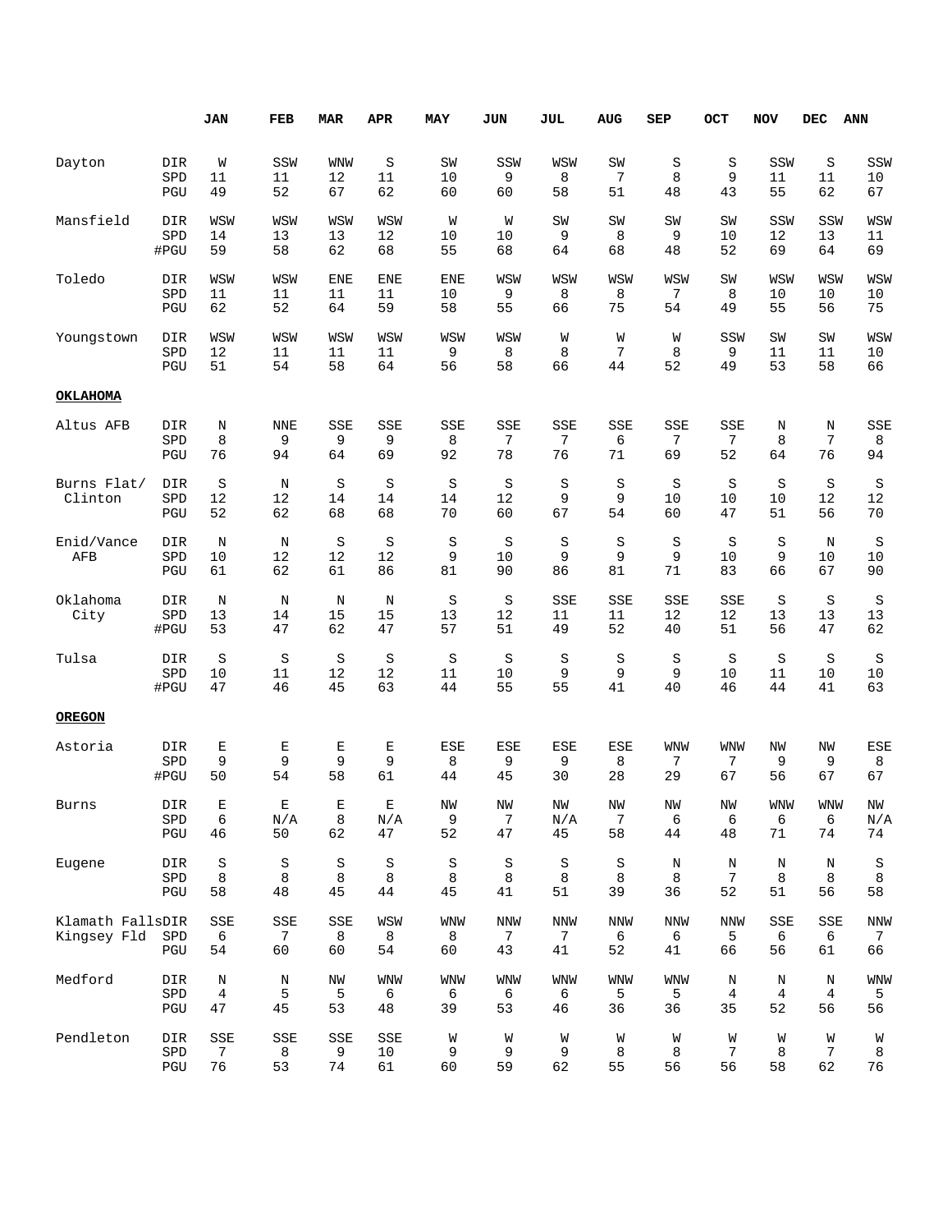| | | JAN | FEB | MAR | APR | MAY | JUN | JUL | AUG | SEP | OCT | NOV | DEC | ANN |
|---|---|---|---|---|---|---|---|---|---|---|---|---|---|---|
| Dayton | DIR | W | SSW | WNW | S | SW | SSW | WSW | SW | S | S | SSW | S | SSW |
| | SPD | 11 | 11 | 12 | 11 | 10 | 9 | 8 | 7 | 8 | 9 | 11 | 11 | 10 |
| | PGU | 49 | 52 | 67 | 62 | 60 | 60 | 58 | 51 | 48 | 43 | 55 | 62 | 67 |
| Mansfield | DIR | WSW | WSW | WSW | WSW | W | W | SW | SW | SW | SW | SSW | SSW | WSW |
| | SPD | 14 | 13 | 13 | 12 | 10 | 10 | 9 | 8 | 9 | 10 | 12 | 13 | 11 |
| | #PGU | 59 | 58 | 62 | 68 | 55 | 68 | 64 | 68 | 48 | 52 | 69 | 64 | 69 |
| Toledo | DIR | WSW | WSW | ENE | ENE | ENE | WSW | WSW | WSW | WSW | SW | WSW | WSW | WSW |
| | SPD | 11 | 11 | 11 | 11 | 10 | 9 | 8 | 8 | 7 | 8 | 10 | 10 | 10 |
| | PGU | 62 | 52 | 64 | 59 | 58 | 55 | 66 | 75 | 54 | 49 | 55 | 56 | 75 |
| Youngstown | DIR | WSW | WSW | WSW | WSW | WSW | WSW | W | W | W | SSW | SW | SW | WSW |
| | SPD | 12 | 11 | 11 | 11 | 9 | 8 | 8 | 7 | 8 | 9 | 11 | 11 | 10 |
| | PGU | 51 | 54 | 58 | 64 | 56 | 58 | 66 | 44 | 52 | 49 | 53 | 58 | 66 |
| **OKLAHOMA** | | | | | | | | | | | | | | |
| Altus AFB | DIR | N | NNE | SSE | SSE | SSE | SSE | SSE | SSE | SSE | SSE | N | N | SSE |
| | SPD | 8 | 9 | 9 | 9 | 8 | 7 | 7 | 6 | 7 | 7 | 8 | 7 | 8 |
| | PGU | 76 | 94 | 64 | 69 | 92 | 78 | 76 | 71 | 69 | 52 | 64 | 76 | 94 |
| Burns Flat/ Clinton | DIR | S | N | S | S | S | S | S | S | S | S | S | S | S |
| | SPD | 12 | 12 | 14 | 14 | 14 | 12 | 9 | 9 | 10 | 10 | 10 | 12 | 12 |
| | PGU | 52 | 62 | 68 | 68 | 70 | 60 | 67 | 54 | 60 | 47 | 51 | 56 | 70 |
| Enid/Vance AFB | DIR | N | N | S | S | S | S | S | S | S | S | S | N | S |
| | SPD | 10 | 12 | 12 | 12 | 9 | 10 | 9 | 9 | 9 | 10 | 9 | 10 | 10 |
| | PGU | 61 | 62 | 61 | 86 | 81 | 90 | 86 | 81 | 71 | 83 | 66 | 67 | 90 |
| Oklahoma City | DIR | N | N | N | N | S | S | SSE | SSE | SSE | SSE | S | S | S |
| | SPD | 13 | 14 | 15 | 15 | 13 | 12 | 11 | 11 | 12 | 12 | 13 | 13 | 13 |
| | #PGU | 53 | 47 | 62 | 47 | 57 | 51 | 49 | 52 | 40 | 51 | 56 | 47 | 62 |
| Tulsa | DIR | S | S | S | S | S | S | S | S | S | S | S | S | S |
| | SPD | 10 | 11 | 12 | 12 | 11 | 10 | 9 | 9 | 9 | 10 | 11 | 10 | 10 |
| | #PGU | 47 | 46 | 45 | 63 | 44 | 55 | 55 | 41 | 40 | 46 | 44 | 41 | 63 |
| **OREGON** | | | | | | | | | | | | | | |
| Astoria | DIR | E | E | E | E | ESE | ESE | ESE | ESE | WNW | WNW | NW | NW | ESE |
| | SPD | 9 | 9 | 9 | 9 | 8 | 9 | 9 | 8 | 7 | 7 | 9 | 9 | 8 |
| | #PGU | 50 | 54 | 58 | 61 | 44 | 45 | 30 | 28 | 29 | 67 | 56 | 67 | 67 |
| Burns | DIR | E | E | E | E | NW | NW | NW | NW | NW | NW | WNW | WNW | NW |
| | SPD | 6 | N/A | 8 | N/A | 9 | 7 | N/A | 7 | 6 | 6 | 6 | 6 | N/A |
| | PGU | 46 | 50 | 62 | 47 | 52 | 47 | 45 | 58 | 44 | 48 | 71 | 74 | 74 |
| Eugene | DIR | S | S | S | S | S | S | S | S | N | N | N | N | S |
| | SPD | 8 | 8 | 8 | 8 | 8 | 8 | 8 | 8 | 8 | 7 | 8 | 8 | 8 |
| | PGU | 58 | 48 | 45 | 44 | 45 | 41 | 51 | 39 | 36 | 52 | 51 | 56 | 58 |
| Klamath Falls Kingsey Fld | DIR | SSE | SSE | SSE | WSW | WNW | NNW | NNW | NNW | NNW | NNW | SSE | SSE | NNW |
| | SPD | 6 | 7 | 8 | 8 | 8 | 7 | 7 | 6 | 6 | 5 | 6 | 6 | 7 |
| | PGU | 54 | 60 | 60 | 54 | 60 | 43 | 41 | 52 | 41 | 66 | 56 | 61 | 66 |
| Medford | DIR | N | N | NW | WNW | WNW | WNW | WNW | WNW | WNW | N | N | N | WNW |
| | SPD | 4 | 5 | 5 | 6 | 6 | 6 | 6 | 5 | 5 | 4 | 4 | 4 | 5 |
| | PGU | 47 | 45 | 53 | 48 | 39 | 53 | 46 | 36 | 36 | 35 | 52 | 56 | 56 |
| Pendleton | DIR | SSE | SSE | SSE | SSE | W | W | W | W | W | W | W | W | W |
| | SPD | 7 | 8 | 9 | 10 | 9 | 9 | 9 | 8 | 8 | 7 | 8 | 7 | 8 |
| | PGU | 76 | 53 | 74 | 61 | 60 | 59 | 62 | 55 | 56 | 56 | 58 | 62 | 76 |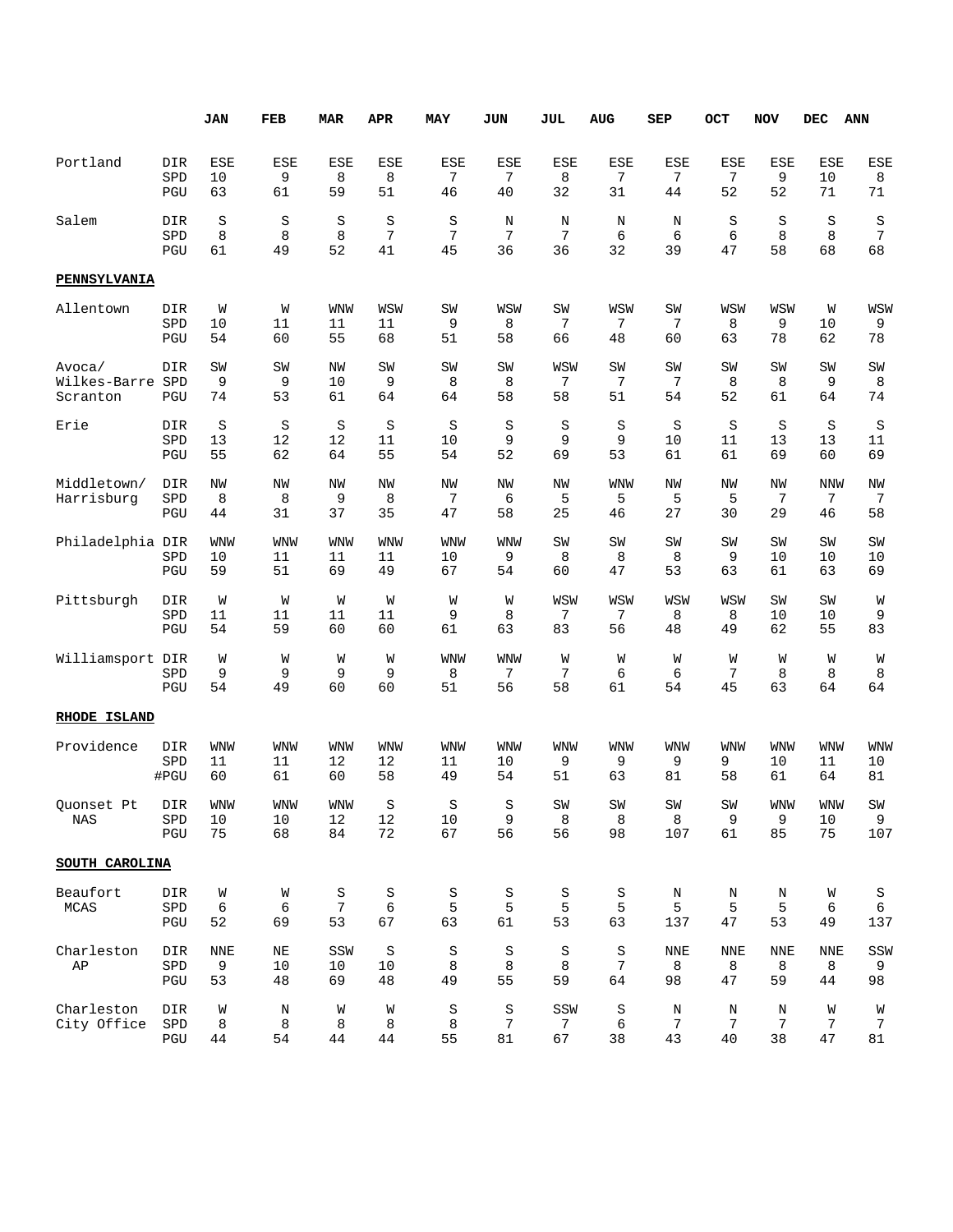| | | JAN | FEB | MAR | APR | MAY | JUN | JUL | AUG | SEP | OCT | NOV | DEC | ANN |
|---|---|---|---|---|---|---|---|---|---|---|---|---|---|---|
| Portland | DIR | ESE | ESE | ESE | ESE | ESE | ESE | ESE | ESE | ESE | ESE | ESE | ESE | ESE |
| | SPD | 10 | 9 | 8 | 8 | 7 | 7 | 8 | 7 | 7 | 7 | 9 | 10 | 8 |
| | PGU | 63 | 61 | 59 | 51 | 46 | 40 | 32 | 31 | 44 | 52 | 52 | 71 | 71 |
| Salem | DIR | S | S | S | S | S | N | N | N | N | S | S | S | S |
| | SPD | 8 | 8 | 8 | 7 | 7 | 7 | 7 | 6 | 6 | 6 | 8 | 8 | 7 |
| | PGU | 61 | 49 | 52 | 41 | 45 | 36 | 36 | 32 | 39 | 47 | 58 | 68 | 68 |
| **PENNSYLVANIA** | | | | | | | | | | | | | | |
| Allentown | DIR | W | W | WNW | WSW | SW | WSW | SW | WSW | SW | WSW | WSW | W | WSW |
| | SPD | 10 | 11 | 11 | 11 | 9 | 8 | 7 | 7 | 7 | 8 | 9 | 10 | 9 |
| | PGU | 54 | 60 | 55 | 68 | 51 | 58 | 66 | 48 | 60 | 63 | 78 | 62 | 78 |
| Avoca/ | DIR | SW | SW | NW | SW | SW | SW | WSW | SW | SW | SW | SW | SW | SW |
| Wilkes-Barre | SPD | 9 | 9 | 10 | 9 | 8 | 8 | 7 | 7 | 7 | 8 | 8 | 9 | 8 |
| Scranton | PGU | 74 | 53 | 61 | 64 | 64 | 58 | 58 | 51 | 54 | 52 | 61 | 64 | 74 |
| Erie | DIR | S | S | S | S | S | S | S | S | S | S | S | S | S |
| | SPD | 13 | 12 | 12 | 11 | 10 | 9 | 9 | 9 | 10 | 11 | 13 | 13 | 11 |
| | PGU | 55 | 62 | 64 | 55 | 54 | 52 | 69 | 53 | 61 | 61 | 69 | 60 | 69 |
| Middletown/ | DIR | NW | NW | NW | NW | NW | NW | NW | WNW | NW | NW | NW | NNW | NW |
| Harrisburg | SPD | 8 | 8 | 9 | 8 | 7 | 6 | 5 | 5 | 5 | 5 | 7 | 7 | 7 |
| | PGU | 44 | 31 | 37 | 35 | 47 | 58 | 25 | 46 | 27 | 30 | 29 | 46 | 58 |
| Philadelphia | DIR | WNW | WNW | WNW | WNW | WNW | WNW | SW | SW | SW | SW | SW | SW | SW |
| | SPD | 10 | 11 | 11 | 11 | 10 | 9 | 8 | 8 | 8 | 9 | 10 | 10 | 10 |
| | PGU | 59 | 51 | 69 | 49 | 67 | 54 | 60 | 47 | 53 | 63 | 61 | 63 | 69 |
| Pittsburgh | DIR | W | W | W | W | W | W | WSW | WSW | WSW | WSW | SW | SW | W |
| | SPD | 11 | 11 | 11 | 11 | 9 | 8 | 7 | 7 | 8 | 8 | 10 | 10 | 9 |
| | PGU | 54 | 59 | 60 | 60 | 61 | 63 | 83 | 56 | 48 | 49 | 62 | 55 | 83 |
| Williamsport | DIR | W | W | W | W | WNW | WNW | W | W | W | W | W | W | W |
| | SPD | 9 | 9 | 9 | 9 | 8 | 7 | 7 | 6 | 6 | 7 | 8 | 8 | 8 |
| | PGU | 54 | 49 | 60 | 60 | 51 | 56 | 58 | 61 | 54 | 45 | 63 | 64 | 64 |
| **RHODE ISLAND** | | | | | | | | | | | | | | |
| Providence | DIR | WNW | WNW | WNW | WNW | WNW | WNW | WNW | WNW | WNW | WNW | WNW | WNW | WNW |
| | SPD | 11 | 11 | 12 | 12 | 11 | 10 | 9 | 9 | 9 | 9 | 10 | 11 | 10 |
| | #PGU | 60 | 61 | 60 | 58 | 49 | 54 | 51 | 63 | 81 | 58 | 61 | 64 | 81 |
| Quonset Pt NAS | DIR | WNW | WNW | WNW | S | S | S | SW | SW | SW | SW | WNW | WNW | SW |
| | SPD | 10 | 10 | 12 | 12 | 10 | 9 | 8 | 8 | 8 | 9 | 9 | 10 | 9 |
| | PGU | 75 | 68 | 84 | 72 | 67 | 56 | 56 | 98 | 107 | 61 | 85 | 75 | 107 |
| **SOUTH CAROLINA** | | | | | | | | | | | | | | |
| Beaufort MCAS | DIR | W | W | S | S | S | S | S | S | N | N | N | W | S |
| | SPD | 6 | 6 | 7 | 6 | 5 | 5 | 5 | 5 | 5 | 5 | 5 | 6 | 6 |
| | PGU | 52 | 69 | 53 | 67 | 63 | 61 | 53 | 63 | 137 | 47 | 53 | 49 | 137 |
| Charleston AP | DIR | NNE | NE | SSW | S | S | S | S | S | NNE | NNE | NNE | NNE | SSW |
| | SPD | 9 | 10 | 10 | 10 | 8 | 8 | 8 | 7 | 8 | 8 | 8 | 8 | 9 |
| | PGU | 53 | 48 | 69 | 48 | 49 | 55 | 59 | 64 | 98 | 47 | 59 | 44 | 98 |
| Charleston | DIR | W | N | W | W | S | S | SSW | S | N | N | N | W | W |
| City Office | SPD | 8 | 8 | 8 | 8 | 8 | 7 | 7 | 6 | 7 | 7 | 7 | 7 | 7 |
| | PGU | 44 | 54 | 44 | 44 | 55 | 81 | 67 | 38 | 43 | 40 | 38 | 47 | 81 |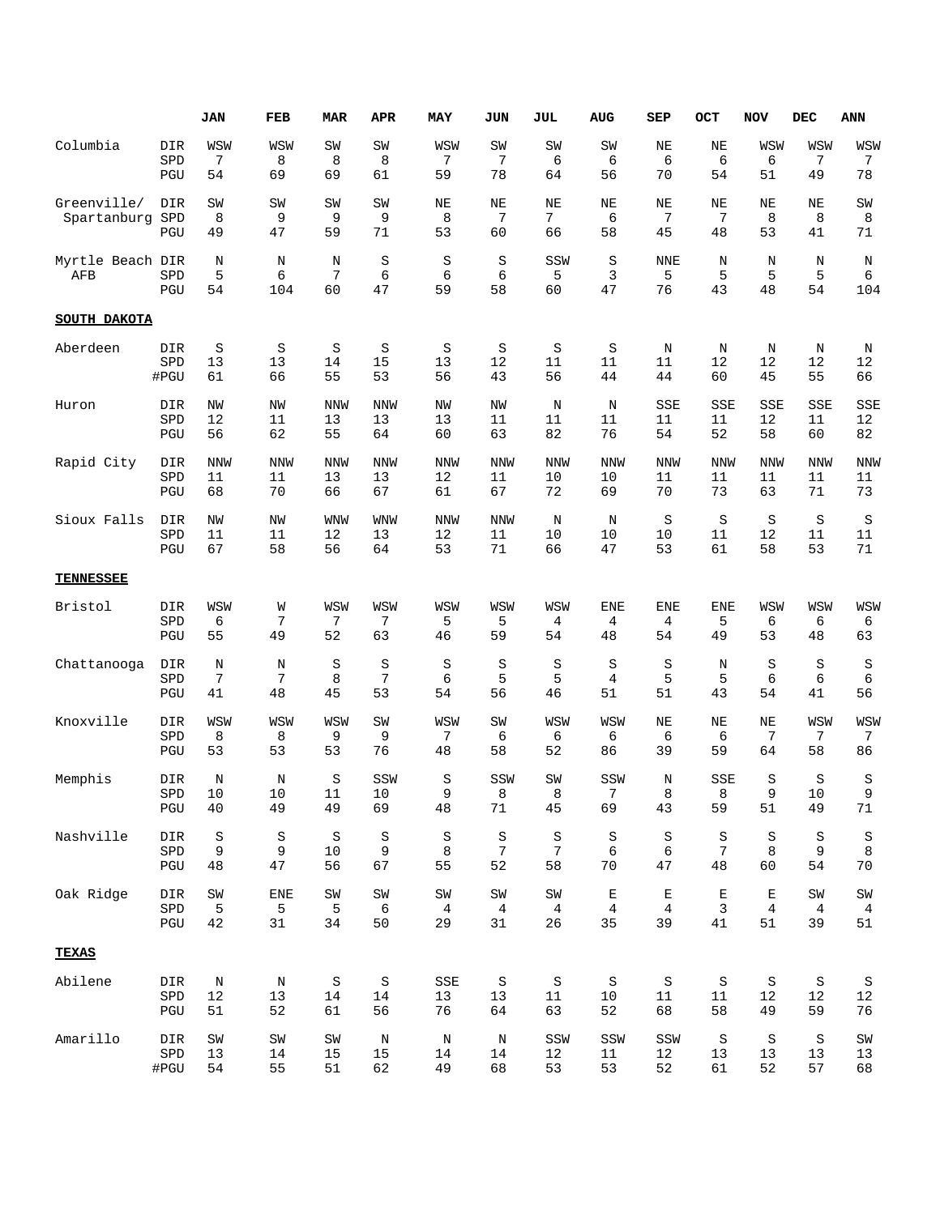| | | JAN | FEB | MAR | APR | MAY | JUN | JUL | AUG | SEP | OCT | NOV | DEC | ANN |
|---|---|---|---|---|---|---|---|---|---|---|---|---|---|---|
| Columbia | DIR | WSW | WSW | SW | SW | WSW | SW | SW | SW | NE | NE | WSW | WSW | WSW |
| | SPD | 7 | 8 | 8 | 8 | 7 | 7 | 6 | 6 | 6 | 6 | 6 | 7 | 7 |
| | PGU | 54 | 69 | 69 | 61 | 59 | 78 | 64 | 56 | 70 | 54 | 51 | 49 | 78 |
| Greenville/ Spartanburg | DIR | SW | SW | SW | SW | NE | NE | NE | NE | NE | NE | NE | NE | SW |
| | SPD | 8 | 9 | 9 | 9 | 8 | 7 | 7 | 6 | 7 | 7 | 8 | 8 | 8 |
| | PGU | 49 | 47 | 59 | 71 | 53 | 60 | 66 | 58 | 45 | 48 | 53 | 41 | 71 |
| Myrtle Beach AFB | DIR | N | N | N | S | S | S | SSW | S | NNE | N | N | N | N |
| | SPD | 5 | 6 | 7 | 6 | 6 | 6 | 5 | 3 | 5 | 5 | 5 | 5 | 6 |
| | PGU | 54 | 104 | 60 | 47 | 59 | 58 | 60 | 47 | 76 | 43 | 48 | 54 | 104 |
| **SOUTH DAKOTA** | | | | | | | | | | | | | | |
| Aberdeen | DIR | S | S | S | S | S | S | S | S | N | N | N | N | N |
| | SPD | 13 | 13 | 14 | 15 | 13 | 12 | 11 | 11 | 11 | 12 | 12 | 12 | 12 |
| | #PGU | 61 | 66 | 55 | 53 | 56 | 43 | 56 | 44 | 44 | 60 | 45 | 55 | 66 |
| Huron | DIR | NW | NW | NNW | NNW | NW | NW | N | N | SSE | SSE | SSE | SSE | SSE |
| | SPD | 12 | 11 | 13 | 13 | 13 | 11 | 11 | 11 | 11 | 11 | 12 | 11 | 12 |
| | PGU | 56 | 62 | 55 | 64 | 60 | 63 | 82 | 76 | 54 | 52 | 58 | 60 | 82 |
| Rapid City | DIR | NNW | NNW | NNW | NNW | NNW | NNW | NNW | NNW | NNW | NNW | NNW | NNW | NNW |
| | SPD | 11 | 11 | 13 | 13 | 12 | 11 | 10 | 10 | 11 | 11 | 11 | 11 | 11 |
| | PGU | 68 | 70 | 66 | 67 | 61 | 67 | 72 | 69 | 70 | 73 | 63 | 71 | 73 |
| Sioux Falls | DIR | NW | NW | WNW | WNW | NNW | NNW | N | N | S | S | S | S | S |
| | SPD | 11 | 11 | 12 | 13 | 12 | 11 | 10 | 10 | 10 | 11 | 12 | 11 | 11 |
| | PGU | 67 | 58 | 56 | 64 | 53 | 71 | 66 | 47 | 53 | 61 | 58 | 53 | 71 |
| **TENNESSEE** | | | | | | | | | | | | | | |
| Bristol | DIR | WSW | W | WSW | WSW | WSW | WSW | WSW | ENE | ENE | ENE | WSW | WSW | WSW |
| | SPD | 6 | 7 | 7 | 7 | 5 | 5 | 4 | 4 | 4 | 5 | 6 | 6 | 6 |
| | PGU | 55 | 49 | 52 | 63 | 46 | 59 | 54 | 48 | 54 | 49 | 53 | 48 | 63 |
| Chattanooga | DIR | N | N | S | S | S | S | S | S | S | N | S | S | S |
| | SPD | 7 | 7 | 8 | 7 | 6 | 5 | 5 | 4 | 5 | 5 | 6 | 6 | 6 |
| | PGU | 41 | 48 | 45 | 53 | 54 | 56 | 46 | 51 | 51 | 43 | 54 | 41 | 56 |
| Knoxville | DIR | WSW | WSW | WSW | SW | WSW | SW | WSW | WSW | NE | NE | NE | WSW | WSW |
| | SPD | 8 | 8 | 9 | 9 | 7 | 6 | 6 | 6 | 6 | 6 | 7 | 7 | 7 |
| | PGU | 53 | 53 | 53 | 76 | 48 | 58 | 52 | 86 | 39 | 59 | 64 | 58 | 86 |
| Memphis | DIR | N | N | S | SSW | S | SSW | SW | SSW | N | SSE | S | S | S |
| | SPD | 10 | 10 | 11 | 10 | 9 | 8 | 8 | 7 | 8 | 8 | 9 | 10 | 9 |
| | PGU | 40 | 49 | 49 | 69 | 48 | 71 | 45 | 69 | 43 | 59 | 51 | 49 | 71 |
| Nashville | DIR | S | S | S | S | S | S | S | S | S | S | S | S | S |
| | SPD | 9 | 9 | 10 | 9 | 8 | 7 | 7 | 6 | 6 | 7 | 8 | 9 | 8 |
| | PGU | 48 | 47 | 56 | 67 | 55 | 52 | 58 | 70 | 47 | 48 | 60 | 54 | 70 |
| Oak Ridge | DIR | SW | ENE | SW | SW | SW | SW | SW | E | E | E | E | SW | SW |
| | SPD | 5 | 5 | 5 | 6 | 4 | 4 | 4 | 4 | 4 | 3 | 4 | 4 | 4 |
| | PGU | 42 | 31 | 34 | 50 | 29 | 31 | 26 | 35 | 39 | 41 | 51 | 39 | 51 |
| **TEXAS** | | | | | | | | | | | | | | |
| Abilene | DIR | N | N | S | S | SSE | S | S | S | S | S | S | S | S |
| | SPD | 12 | 13 | 14 | 14 | 13 | 13 | 11 | 10 | 11 | 11 | 12 | 12 | 12 |
| | PGU | 51 | 52 | 61 | 56 | 76 | 64 | 63 | 52 | 68 | 58 | 49 | 59 | 76 |
| Amarillo | DIR | SW | SW | SW | N | N | N | SSW | SSW | SSW | S | S | S | SW |
| | SPD | 13 | 14 | 15 | 15 | 14 | 14 | 12 | 11 | 12 | 13 | 13 | 13 | 13 |
| | #PGU | 54 | 55 | 51 | 62 | 49 | 68 | 53 | 53 | 52 | 61 | 52 | 57 | 68 |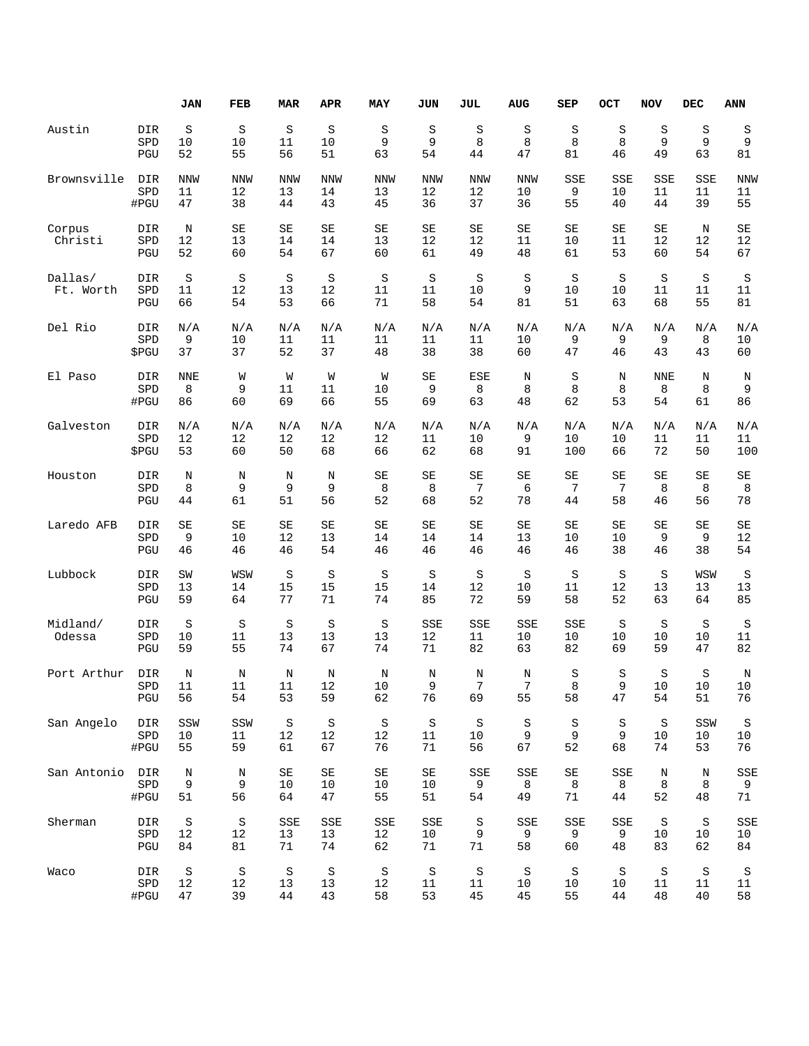| | | JAN | FEB | MAR | APR | MAY | JUN | JUL | AUG | SEP | OCT | NOV | DEC | ANN |
|---|---|---|---|---|---|---|---|---|---|---|---|---|---|---|
| Austin | DIR | S | S | S | S | S | S | S | S | S | S | S | S | S |
| | SPD | 10 | 10 | 11 | 10 | 9 | 9 | 8 | 8 | 8 | 8 | 9 | 9 | 9 |
| | PGU | 52 | 55 | 56 | 51 | 63 | 54 | 44 | 47 | 81 | 46 | 49 | 63 | 81 |
| Brownsville | DIR | NNW | NNW | NNW | NNW | NNW | NNW | NNW | NNW | SSE | SSE | SSE | SSE | NNW |
| | SPD | 11 | 12 | 13 | 14 | 13 | 12 | 12 | 10 | 9 | 10 | 11 | 11 | 11 |
| | #PGU | 47 | 38 | 44 | 43 | 45 | 36 | 37 | 36 | 55 | 40 | 44 | 39 | 55 |
| Corpus Christi | DIR | N | SE | SE | SE | SE | SE | SE | SE | SE | SE | SE | N | SE |
| | SPD | 12 | 13 | 14 | 14 | 13 | 12 | 12 | 11 | 10 | 11 | 12 | 12 | 12 |
| | PGU | 52 | 60 | 54 | 67 | 60 | 61 | 49 | 48 | 61 | 53 | 60 | 54 | 67 |
| Dallas/ Ft. Worth | DIR | S | S | S | S | S | S | S | S | S | S | S | S | S |
| | SPD | 11 | 12 | 13 | 12 | 11 | 11 | 10 | 9 | 10 | 10 | 11 | 11 | 11 |
| | PGU | 66 | 54 | 53 | 66 | 71 | 58 | 54 | 81 | 51 | 63 | 68 | 55 | 81 |
| Del Rio | DIR | N/A | N/A | N/A | N/A | N/A | N/A | N/A | N/A | N/A | N/A | N/A | N/A | N/A |
| | SPD | 9 | 10 | 11 | 11 | 11 | 11 | 11 | 10 | 9 | 9 | 9 | 8 | 10 |
| | $PGU | 37 | 37 | 52 | 37 | 48 | 38 | 38 | 60 | 47 | 46 | 43 | 43 | 60 |
| El Paso | DIR | NNE | W | W | W | W | SE | ESE | N | S | N | NNE | N | N |
| | SPD | 8 | 9 | 11 | 11 | 10 | 9 | 8 | 8 | 8 | 8 | 8 | 8 | 9 |
| | #PGU | 86 | 60 | 69 | 66 | 55 | 69 | 63 | 48 | 62 | 53 | 54 | 61 | 86 |
| Galveston | DIR | N/A | N/A | N/A | N/A | N/A | N/A | N/A | N/A | N/A | N/A | N/A | N/A | N/A |
| | SPD | 12 | 12 | 12 | 12 | 12 | 11 | 10 | 9 | 10 | 10 | 11 | 11 | 11 |
| | $PGU | 53 | 60 | 50 | 68 | 66 | 62 | 68 | 91 | 100 | 66 | 72 | 50 | 100 |
| Houston | DIR | N | N | N | N | SE | SE | SE | SE | SE | SE | SE | SE | SE |
| | SPD | 8 | 9 | 9 | 9 | 8 | 8 | 7 | 6 | 7 | 7 | 8 | 8 | 8 |
| | PGU | 44 | 61 | 51 | 56 | 52 | 68 | 52 | 78 | 44 | 58 | 46 | 56 | 78 |
| Laredo AFB | DIR | SE | SE | SE | SE | SE | SE | SE | SE | SE | SE | SE | SE | SE |
| | SPD | 9 | 10 | 12 | 13 | 14 | 14 | 14 | 13 | 10 | 10 | 9 | 9 | 12 |
| | PGU | 46 | 46 | 46 | 54 | 46 | 46 | 46 | 46 | 46 | 38 | 46 | 38 | 54 |
| Lubbock | DIR | SW | WSW | S | S | S | S | S | S | S | S | S | WSW | S |
| | SPD | 13 | 14 | 15 | 15 | 15 | 14 | 12 | 10 | 11 | 12 | 13 | 13 | 13 |
| | PGU | 59 | 64 | 77 | 71 | 74 | 85 | 72 | 59 | 58 | 52 | 63 | 64 | 85 |
| Midland/ Odessa | DIR | S | S | S | S | S | SSE | SSE | SSE | SSE | S | S | S | S |
| | SPD | 10 | 11 | 13 | 13 | 13 | 12 | 11 | 10 | 10 | 10 | 10 | 10 | 11 |
| | PGU | 59 | 55 | 74 | 67 | 74 | 71 | 82 | 63 | 82 | 69 | 59 | 47 | 82 |
| Port Arthur | DIR | N | N | N | N | N | N | N | N | S | S | S | S | N |
| | SPD | 11 | 11 | 11 | 12 | 10 | 9 | 7 | 7 | 8 | 9 | 10 | 10 | 10 |
| | PGU | 56 | 54 | 53 | 59 | 62 | 76 | 69 | 55 | 58 | 47 | 54 | 51 | 76 |
| San Angelo | DIR | SSW | SSW | S | S | S | S | S | S | S | S | S | SSW | S |
| | SPD | 10 | 11 | 12 | 12 | 12 | 11 | 10 | 9 | 9 | 9 | 10 | 10 | 10 |
| | #PGU | 55 | 59 | 61 | 67 | 76 | 71 | 56 | 67 | 52 | 68 | 74 | 53 | 76 |
| San Antonio | DIR | N | N | SE | SE | SE | SE | SSE | SSE | SE | SSE | N | N | SSE |
| | SPD | 9 | 9 | 10 | 10 | 10 | 10 | 9 | 8 | 8 | 8 | 8 | 8 | 9 |
| | #PGU | 51 | 56 | 64 | 47 | 55 | 51 | 54 | 49 | 71 | 44 | 52 | 48 | 71 |
| Sherman | DIR | S | S | SSE | SSE | SSE | SSE | S | SSE | SSE | SSE | S | S | SSE |
| | SPD | 12 | 12 | 13 | 13 | 12 | 10 | 9 | 9 | 9 | 9 | 10 | 10 | 10 |
| | PGU | 84 | 81 | 71 | 74 | 62 | 71 | 71 | 58 | 60 | 48 | 83 | 62 | 84 |
| Waco | DIR | S | S | S | S | S | S | S | S | S | S | S | S | S |
| | SPD | 12 | 12 | 13 | 13 | 12 | 11 | 11 | 10 | 10 | 10 | 11 | 11 | 11 |
| | #PGU | 47 | 39 | 44 | 43 | 58 | 53 | 45 | 45 | 55 | 44 | 48 | 40 | 58 |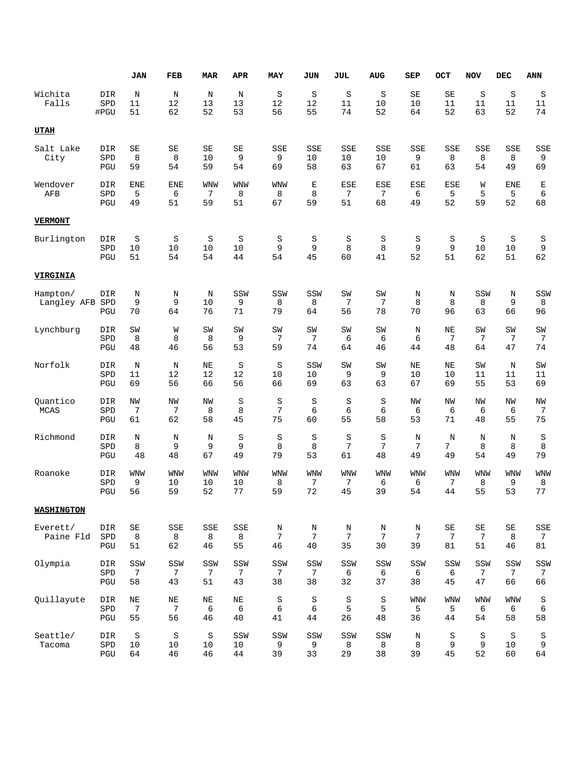| | | JAN | FEB | MAR | APR | MAY | JUN | JUL | AUG | SEP | OCT | NOV | DEC | ANN |
|---|---|---|---|---|---|---|---|---|---|---|---|---|---|---|
| Wichita Falls | DIR | N | N | N | N | S | S | S | S | SE | SE | S | S | S |
| | SPD | 11 | 12 | 13 | 13 | 12 | 12 | 11 | 10 | 10 | 11 | 11 | 11 | 11 |
| | #PGU | 51 | 62 | 52 | 53 | 56 | 55 | 74 | 52 | 64 | 52 | 63 | 52 | 74 |
| **UTAH** | | | | | | | | | | | | | | |
| Salt Lake City | DIR | SE | SE | SE | SE | SSE | SSE | SSE | SSE | SSE | SSE | SSE | SSE | SSE |
| | SPD | 8 | 8 | 10 | 9 | 9 | 10 | 10 | 10 | 9 | 8 | 8 | 8 | 9 |
| | PGU | 59 | 54 | 59 | 54 | 69 | 58 | 63 | 67 | 61 | 63 | 54 | 49 | 69 |
| Wendover AFB | DIR | ENE | ENE | WNW | WNW | WNW | E | ESE | ESE | ESE | ESE | W | ENE | E |
| | SPD | 5 | 6 | 7 | 8 | 8 | 8 | 7 | 7 | 6 | 5 | 5 | 5 | 6 |
| | PGU | 49 | 51 | 59 | 51 | 67 | 59 | 51 | 68 | 49 | 52 | 59 | 52 | 68 |
| **VERMONT** | | | | | | | | | | | | | | |
| Burlington | DIR | S | S | S | S | S | S | S | S | S | S | S | S | S |
| | SPD | 10 | 10 | 10 | 10 | 9 | 9 | 8 | 8 | 9 | 9 | 10 | 10 | 9 |
| | PGU | 51 | 54 | 54 | 44 | 54 | 45 | 60 | 41 | 52 | 51 | 62 | 51 | 62 |
| **VIRGINIA** | | | | | | | | | | | | | | |
| Hampton/ Langley AFB | DIR | N | N | N | SSW | SSW | SSW | SW | SW | N | N | SSW | N | SSW |
| | SPD | 9 | 9 | 10 | 9 | 8 | 8 | 7 | 7 | 8 | 8 | 8 | 9 | 8 |
| | PGU | 70 | 64 | 76 | 71 | 79 | 64 | 56 | 78 | 70 | 96 | 63 | 66 | 96 |
| Lynchburg | DIR | SW | W | SW | SW | SW | SW | SW | SW | N | NE | SW | SW | SW |
| | SPD | 8 | 8 | 8 | 9 | 7 | 7 | 6 | 6 | 6 | 7 | 7 | 7 | 7 |
| | PGU | 48 | 46 | 56 | 53 | 59 | 74 | 64 | 46 | 44 | 48 | 64 | 47 | 74 |
| Norfolk | DIR | N | N | NE | S | S | SSW | SW | SW | NE | NE | SW | N | SW |
| | SPD | 11 | 12 | 12 | 12 | 10 | 10 | 9 | 9 | 10 | 10 | 11 | 11 | 11 |
| | PGU | 69 | 56 | 66 | 56 | 66 | 69 | 63 | 63 | 67 | 69 | 55 | 53 | 69 |
| Quantico MCAS | DIR | NW | NW | NW | S | S | S | S | S | NW | NW | NW | NW | NW |
| | SPD | 7 | 7 | 8 | 8 | 7 | 6 | 6 | 6 | 6 | 6 | 6 | 6 | 7 |
| | PGU | 61 | 62 | 58 | 45 | 75 | 60 | 55 | 58 | 53 | 71 | 48 | 55 | 75 |
| Richmond | DIR | N | N | N | S | S | S | S | S | N | N | N | N | S |
| | SPD | 8 | 9 | 9 | 9 | 8 | 8 | 7 | 7 | 7 | 7 | 8 | 8 | 8 |
| | PGU | 48 | 48 | 67 | 49 | 79 | 53 | 61 | 48 | 49 | 49 | 54 | 49 | 79 |
| Roanoke | DIR | WNW | WNW | WNW | WNW | WNW | WNW | WNW | WNW | WNW | WNW | WNW | WNW | WNW |
| | SPD | 9 | 10 | 10 | 10 | 8 | 7 | 7 | 6 | 6 | 7 | 8 | 9 | 8 |
| | PGU | 56 | 59 | 52 | 77 | 59 | 72 | 45 | 39 | 54 | 44 | 55 | 53 | 77 |
| **WASHINGTON** | | | | | | | | | | | | | | |
| Everett/ Paine Fld | DIR | SE | SSE | SSE | SSE | N | N | N | N | N | SE | SE | SE | SSE |
| | SPD | 8 | 8 | 8 | 8 | 7 | 7 | 7 | 7 | 7 | 7 | 7 | 8 | 7 |
| | PGU | 51 | 62 | 46 | 55 | 46 | 40 | 35 | 30 | 39 | 81 | 51 | 46 | 81 |
| Olympia | DIR | SSW | SSW | SSW | SSW | SSW | SSW | SSW | SSW | SSW | SSW | SSW | SSW | SSW |
| | SPD | 7 | 7 | 7 | 7 | 7 | 7 | 6 | 6 | 6 | 6 | 7 | 7 | 7 |
| | PGU | 58 | 43 | 51 | 43 | 38 | 38 | 32 | 37 | 38 | 45 | 47 | 66 | 66 |
| Quillayute | DIR | NE | NE | NE | NE | S | S | S | S | WNW | WNW | WNW | WNW | S |
| | SPD | 7 | 7 | 6 | 6 | 6 | 6 | 5 | 5 | 5 | 5 | 6 | 6 | 6 |
| | PGU | 55 | 56 | 46 | 40 | 41 | 44 | 26 | 48 | 36 | 44 | 54 | 58 | 58 |
| Seattle/ Tacoma | DIR | S | S | S | SSW | SSW | SSW | SSW | SSW | N | S | S | S | S |
| | SPD | 10 | 10 | 10 | 10 | 9 | 9 | 8 | 8 | 8 | 9 | 9 | 10 | 9 |
| | PGU | 64 | 46 | 46 | 44 | 39 | 33 | 29 | 38 | 39 | 45 | 52 | 60 | 64 |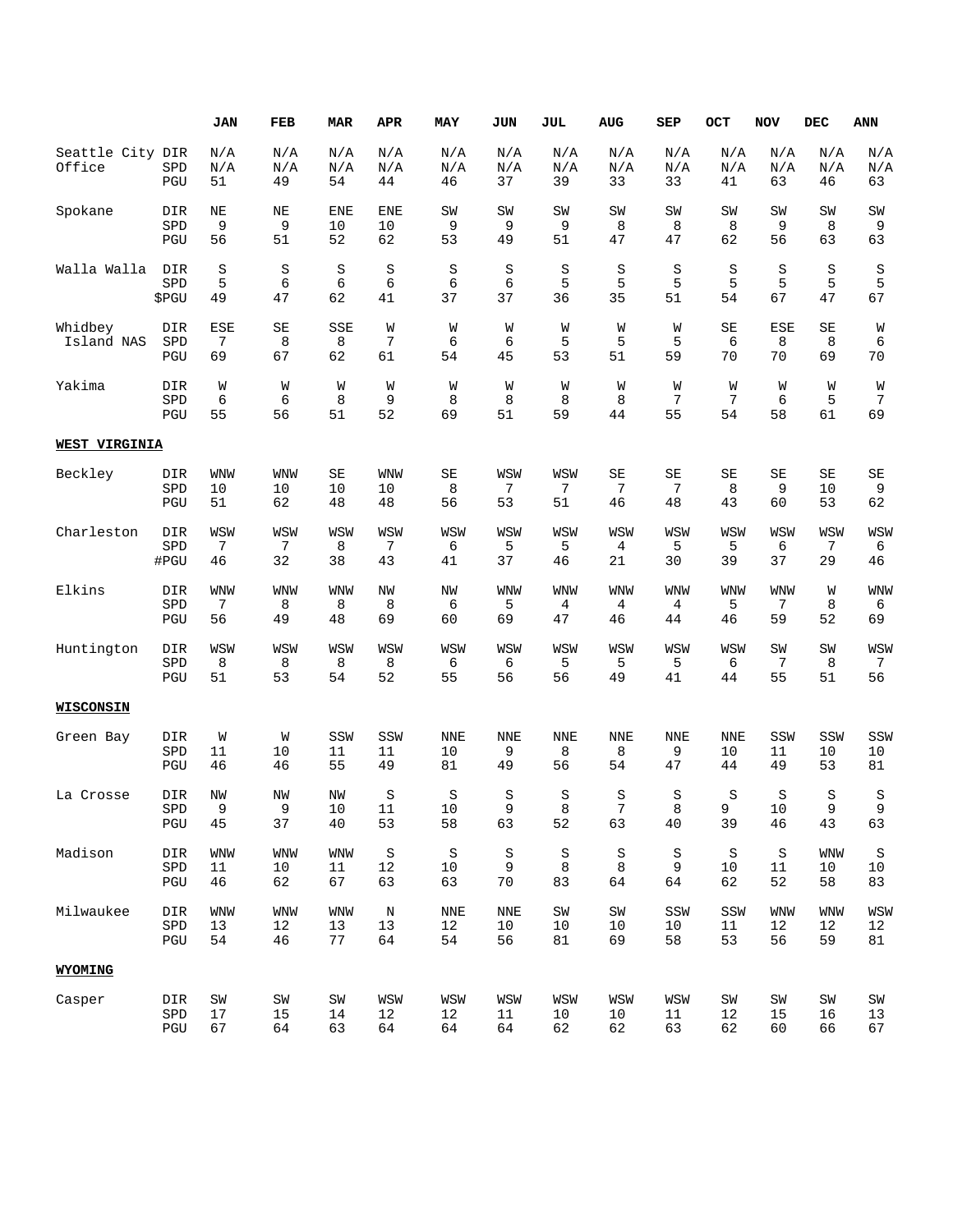| | | JAN | FEB | MAR | APR | MAY | JUN | JUL | AUG | SEP | OCT | NOV | DEC | ANN |
|---|---|---|---|---|---|---|---|---|---|---|---|---|---|---|
| Seattle City Office | DIR | N/A | N/A | N/A | N/A | N/A | N/A | N/A | N/A | N/A | N/A | N/A | N/A | N/A |
| | SPD | N/A | N/A | N/A | N/A | N/A | N/A | N/A | N/A | N/A | N/A | N/A | N/A | N/A |
| | PGU | 51 | 49 | 54 | 44 | 46 | 37 | 39 | 33 | 33 | 41 | 63 | 46 | 63 |
| Spokane | DIR | NE | NE | ENE | ENE | SW | SW | SW | SW | SW | SW | SW | SW | SW |
| | SPD | 9 | 9 | 10 | 10 | 9 | 9 | 9 | 8 | 8 | 8 | 9 | 8 | 9 |
| | PGU | 56 | 51 | 52 | 62 | 53 | 49 | 51 | 47 | 47 | 62 | 56 | 63 | 63 |
| Walla Walla | DIR | S | S | S | S | S | S | S | S | S | S | S | S | S |
| | SPD | 5 | 6 | 6 | 6 | 6 | 6 | 5 | 5 | 5 | 5 | 5 | 5 | 5 |
| | $PGU | 49 | 47 | 62 | 41 | 37 | 37 | 36 | 35 | 51 | 54 | 67 | 47 | 67 |
| Whidbey Island NAS | DIR | ESE | SE | SSE | W | W | W | W | W | W | SE | ESE | SE | W |
| | SPD | 7 | 8 | 8 | 7 | 6 | 6 | 5 | 5 | 5 | 6 | 8 | 8 | 6 |
| | PGU | 69 | 67 | 62 | 61 | 54 | 45 | 53 | 51 | 59 | 70 | 70 | 69 | 70 |
| Yakima | DIR | W | W | W | W | W | W | W | W | W | W | W | W | W |
| | SPD | 6 | 6 | 8 | 9 | 8 | 8 | 8 | 8 | 7 | 7 | 6 | 5 | 7 |
| | PGU | 55 | 56 | 51 | 52 | 69 | 51 | 59 | 44 | 55 | 54 | 58 | 61 | 69 |
| **WEST VIRGINIA** | | | | | | | | | | | | | | |
| Beckley | DIR | WNW | WNW | SE | WNW | SE | WSW | WSW | SE | SE | SE | SE | SE | SE |
| | SPD | 10 | 10 | 10 | 10 | 8 | 7 | 7 | 7 | 7 | 8 | 9 | 10 | 9 |
| | PGU | 51 | 62 | 48 | 48 | 56 | 53 | 51 | 46 | 48 | 43 | 60 | 53 | 62 |
| Charleston | DIR | WSW | WSW | WSW | WSW | WSW | WSW | WSW | WSW | WSW | WSW | WSW | WSW | WSW |
| | SPD | 7 | 7 | 8 | 7 | 6 | 5 | 5 | 4 | 5 | 5 | 6 | 7 | 6 |
| | #PGU | 46 | 32 | 38 | 43 | 41 | 37 | 46 | 21 | 30 | 39 | 37 | 29 | 46 |
| Elkins | DIR | WNW | WNW | WNW | NW | NW | WNW | WNW | WNW | WNW | WNW | WNW | W | WNW |
| | SPD | 7 | 8 | 8 | 8 | 6 | 5 | 4 | 4 | 4 | 5 | 7 | 8 | 6 |
| | PGU | 56 | 49 | 48 | 69 | 60 | 69 | 47 | 46 | 44 | 46 | 59 | 52 | 69 |
| Huntington | DIR | WSW | WSW | WSW | WSW | WSW | WSW | WSW | WSW | WSW | WSW | SW | SW | WSW |
| | SPD | 8 | 8 | 8 | 8 | 6 | 6 | 5 | 5 | 5 | 6 | 7 | 8 | 7 |
| | PGU | 51 | 53 | 54 | 52 | 55 | 56 | 56 | 49 | 41 | 44 | 55 | 51 | 56 |
| **WISCONSIN** | | | | | | | | | | | | | | |
| Green Bay | DIR | W | W | SSW | SSW | NNE | NNE | NNE | NNE | NNE | NNE | SSW | SSW | SSW |
| | SPD | 11 | 10 | 11 | 11 | 10 | 9 | 8 | 8 | 9 | 10 | 11 | 10 | 10 |
| | PGU | 46 | 46 | 55 | 49 | 81 | 49 | 56 | 54 | 47 | 44 | 49 | 53 | 81 |
| La Crosse | DIR | NW | NW | NW | S | S | S | S | S | S | S | S | S | S |
| | SPD | 9 | 9 | 10 | 11 | 10 | 9 | 8 | 7 | 8 | 9 | 10 | 9 | 9 |
| | PGU | 45 | 37 | 40 | 53 | 58 | 63 | 52 | 63 | 40 | 39 | 46 | 43 | 63 |
| Madison | DIR | WNW | WNW | WNW | S | S | S | S | S | S | S | S | WNW | S |
| | SPD | 11 | 10 | 11 | 12 | 10 | 9 | 8 | 8 | 9 | 10 | 11 | 10 | 10 |
| | PGU | 46 | 62 | 67 | 63 | 63 | 70 | 83 | 64 | 64 | 62 | 52 | 58 | 83 |
| Milwaukee | DIR | WNW | WNW | WNW | N | NNE | NNE | SW | SW | SSW | SSW | WNW | WNW | WSW |
| | SPD | 13 | 12 | 13 | 13 | 12 | 10 | 10 | 10 | 10 | 11 | 12 | 12 | 12 |
| | PGU | 54 | 46 | 77 | 64 | 54 | 56 | 81 | 69 | 58 | 53 | 56 | 59 | 81 |
| **WYOMING** | | | | | | | | | | | | | | |
| Casper | DIR | SW | SW | SW | WSW | WSW | WSW | WSW | WSW | WSW | SW | SW | SW | SW |
| | SPD | 17 | 15 | 14 | 12 | 12 | 11 | 10 | 10 | 11 | 12 | 15 | 16 | 13 |
| | PGU | 67 | 64 | 63 | 64 | 64 | 64 | 62 | 62 | 63 | 62 | 60 | 66 | 67 |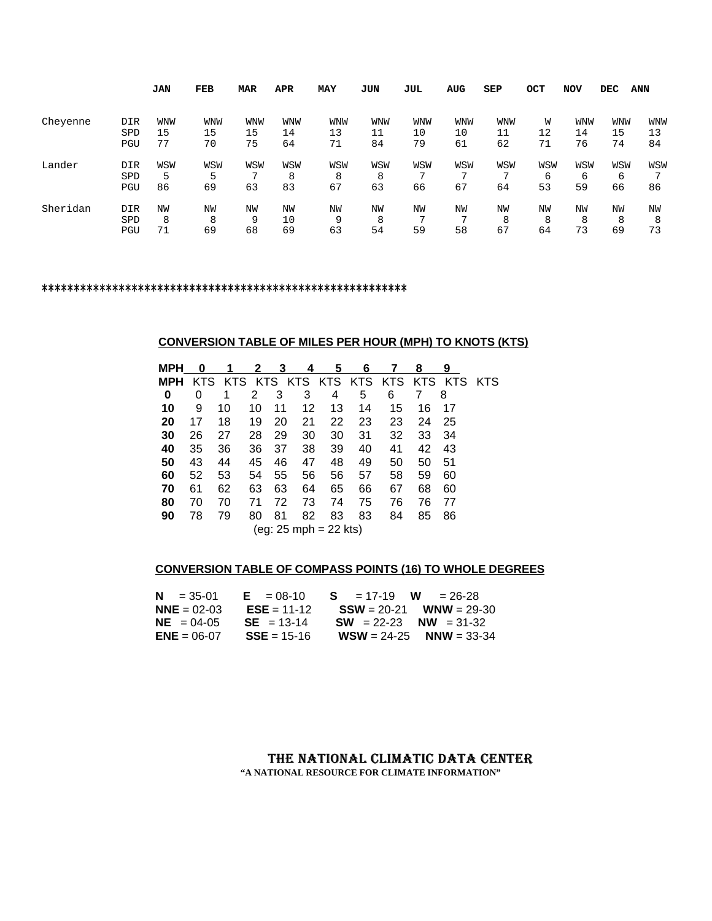| | | JAN | FEB | MAR | APR | MAY | JUN | JUL | AUG | SEP | OCT | NOV | DEC | ANN |
|---|---|---|---|---|---|---|---|---|---|---|---|---|---|---|
| Cheyenne | DIR | WNW | WNW | WNW | WNW | WNW | WNW | WNW | WNW | WNW | W | WNW | WNW | WNW |
| | SPD | 15 | 15 | 15 | 14 | 13 | 11 | 10 | 10 | 11 | 12 | 14 | 15 | 13 |
| | PGU | 77 | 70 | 75 | 64 | 71 | 84 | 79 | 61 | 62 | 71 | 76 | 74 | 84 |
| Lander | DIR | WSW | WSW | WSW | WSW | WSW | WSW | WSW | WSW | WSW | WSW | WSW | WSW | WSW |
| | SPD | 5 | 5 | 7 | 8 | 8 | 8 | 7 | 7 | 7 | 6 | 6 | 6 | 7 |
| | PGU | 86 | 69 | 63 | 83 | 67 | 63 | 66 | 67 | 64 | 53 | 59 | 66 | 86 |
| Sheridan | DIR | NW | NW | NW | NW | NW | NW | NW | NW | NW | NW | NW | NW | NW |
| | SPD | 8 | 8 | 9 | 10 | 9 | 8 | 7 | 7 | 8 | 8 | 8 | 8 | 8 |
| | PGU | 71 | 69 | 68 | 69 | 63 | 54 | 59 | 58 | 67 | 64 | 73 | 69 | 73 |

************************************************************

## CONVERSION TABLE OF MILES PER HOUR (MPH) TO KNOTS (KTS)

| MPH | 0 | 1 | 2 | 3 | 4 | 5 | 6 | 7 | 8 | 9 |
|---|---|---|---|---|---|---|---|---|---|---|
| MPH | KTS | KTS | KTS | KTS | KTS | KTS | KTS | KTS | KTS | KTS |
| **0** | 0 | 1 | 2 | 3 | 3 | 4 | 5 | 6 | 7 | 8 |
| **10** | 9 | 10 | 10 | 11 | 12 | 13 | 14 | 15 | 16 | 17 |
| **20** | 17 | 18 | 19 | 20 | 21 | 22 | 23 | 23 | 24 | 25 |
| **30** | 26 | 27 | 28 | 29 | 30 | 30 | 31 | 32 | 33 | 34 |
| **40** | 35 | 36 | 36 | 37 | 38 | 39 | 40 | 41 | 42 | 43 |
| **50** | 43 | 44 | 45 | 46 | 47 | 48 | 49 | 50 | 50 | 51 |
| **60** | 52 | 53 | 54 | 55 | 56 | 56 | 57 | 58 | 59 | 60 |
| **70** | 61 | 62 | 63 | 63 | 64 | 65 | 66 | 67 | 68 | 60 |
| **80** | 70 | 70 | 71 | 72 | 73 | 74 | 75 | 76 | 76 | 77 |
| **90** | 78 | 79 | 80 | 81 | 82 | 83 | 83 | 84 | 85 | 86 |

(eg: 25 mph = 22 kts)

## CONVERSION TABLE OF COMPASS POINTS (16) TO WHOLE DEGREES

| | | | |
|---|---|---|---|
| **N** = 35-01 | **E** = 08-10 | **S** = 17-19 | **W** = 26-28 |
| **NNE** = 02-03 | **ESE** = 11-12 | **SSW** = 20-21 | **WNW** = 29-30 |
| **NE** = 04-05 | **SE** = 13-14 | **SW** = 22-23 | **NW** = 31-32 |
| **ENE** = 06-07 | **SSE** = 15-16 | **WSW** = 24-25 | **NNW** = 33-34 |

THE NATIONAL CLIMATIC DATA CENTER
**"A NATIONAL RESOURCE FOR CLIMATE INFORMATION"**